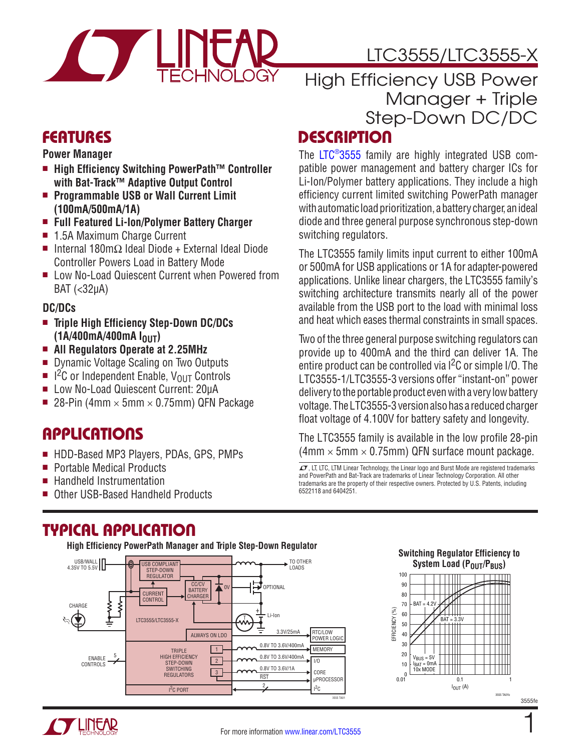# LTC3555/LTC3555-X

## High Efficiency USB Power Manager + Triple Step-Down DC/DC

## FEATURES

**Power Manager**

- **High Efficiency Switching PowerPath™ Controller with Bat-Track™ Adaptive Output Control**
- **Programmable USB or Wall Current Limit (100mA/500mA/1A)**
- **Full Featured Li-Ion/Polymer Battery Charger**
- 1.5A Maximum Charge Current
- Internal 180mΩ Ideal Diode + External Ideal Diode Controller Powers Load in Battery Mode
- Low No-Load Quiescent Current when Powered from BAT (<32µA)

**DC/DCs**

- **Triple High Efficiency Step-Down DC/DCs (1A/400mA/400mA $I_{OUT}$)**
- **All Regulators Operate at 2.25MHz**
- Dynamic Voltage Scaling on Two Outputs
- $I^2C$ or Independent Enable, $V_{OUT}$ Controls
- Low No-Load Quiescent Current: 20µA
- 28-Pin (4mm × 5mm × 0.75mm) QFN Package

## APPLICATIONS

- HDD-Based MP3 Players, PDAs, GPS, PMPs
- Portable Medical Products
- Handheld Instrumentation
- Other USB-Based Handheld Products

## DESCRIPTION

The LTC®3555 family are highly integrated USB compatible power management and battery charger ICs for Li-Ion/Polymer battery applications. They include a high efficiency current limited switching PowerPath manager with automatic load prioritization, a battery charger, an ideal diode and three general purpose synchronous step-down switching regulators.

The LTC3555 family limits input current to either 100mA or 500mA for USB applications or 1A for adapter-powered applications. Unlike linear chargers, the LTC3555 family's switching architecture transmits nearly all of the power available from the USB port to the load with minimal loss and heat which eases thermal constraints in small spaces.

Two of the three general purpose switching regulators can provide up to 400mA and the third can deliver 1A. The entire product can be controlled via $I^2C$ or simple I/O. The LTC3555-1/LTC3555-3 versions offer "instant-on" power delivery to the portable product even with a very low battery voltage. The LTC3555-3 version also has a reduced charger float voltage of 4.100V for battery safety and longevity.

The LTC3555 family is available in the low profile 28-pin (4mm × 5mm × 0.75mm) QFN surface mount package.

LT, LT, LTC, LTM Linear Technology, the Linear logo and Burst Mode are registered trademarks and PowerPath and Bat-Track are trademarks of Linear Technology Corporation. All other trademarks are the property of their respective owners. Protected by U.S. Patents, including 6522118 and 6404251.

## TYPICAL APPLICATION

**High Efficiency PowerPath Manager and Triple Step-Down Regulator**

**Switching Regulator Efficiency to System Load ($P_{OUT}/P_{BUS}$)**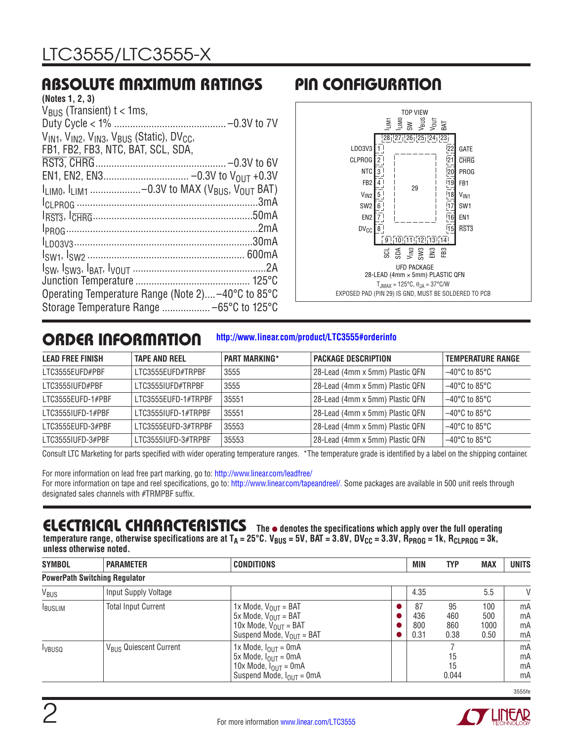## ABSOLUTE MAXIMUM RATINGS

**(Notes 1, 2, 3)**

$V_{BUS}$ (Transient) t < 1ms, Duty Cycle < 1% ........................................ –0.3V to 7V

$V_{IN1}$, $V_{IN2}$, $V_{IN3}$, $V_{BUS}$ (Static), $DV_{CC}$, FB1, FB2, FB3, NTC, BAT, SCL, SDA, $\overline{RST3}$, $\overline{CHRG}$................................................ –0.3V to 6V

EN1, EN2, EN3................................ –0.3V to $V_{OUT}$ +0.3V

$I_{LIM0}$, $I_{LIM1}$ ...................–0.3V to MAX ($V_{BUS}$, $V_{OUT}$ BAT)

$I_{CLPROG}$ ....................................................................3mA

$I_{\overline{RST3}}$, $I_{\overline{CHRG}}$..........................................................50mA

$I_{PROG}$ .......................................................................2mA

$I_{LDO3V3}$ ...................................................................30mA

$I_{SW1}$, $I_{SW2}$ ........................................................... 600mA

$I_{SW}$, $I_{SW3}$, $I_{BAT}$, $I_{VOUT}$ .................................................2A

Junction Temperature ........................................... 125°C

Operating Temperature Range (Note 2)....–40°C to 85°C

Storage Temperature Range .................. –65°C to 125°C

## PIN CONFIGURATION

TOP VIEW

| Pin | Name | Pin | Name |
|---|---|---|---|
| 1 | LDO3V3 | 22 | GATE |
| 2 | CLPROG | 21 | $\overline{CHRG}$ |
| 3 | NTC | 20 | PROG |
| 4 | FB2 | 19 | FB1 |
| 5 | $V_{IN2}$ | 18 | $V_{IN1}$ |
| 6 | SW2 | 17 | SW1 |
| 7 | EN2 | 16 | EN1 |
| 8 | $DV_{CC}$ | 15 | $\overline{RST3}$ |
| 9 | SCL | 28 | $I_{LIM1}$ |
| 10 | SDA | 27 | $I_{LIM0}$ |
| 11 | $V_{IN3}$ | 26 | SW |
| 12 | SW3 | 25 | $V_{BUS}$ |
| 13 | EN3 | 24 | $V_{OUT}$ |
| 14 | FB3 | 23 | BAT |
| 29 | (Exposed Pad, GND) | | |

UFD PACKAGE
28-LEAD (4mm × 5mm) PLASTIC QFN
$T_{JMAX}$ = 125°C, $\theta_{JA}$ = 37°C/W
EXPOSED PAD (PIN 29) IS GND, MUST BE SOLDERED TO PCB

## ORDER INFORMATION

http://www.linear.com/product/LTC3555#orderinfo

| LEAD FREE FINISH | TAPE AND REEL | PART MARKING* | PACKAGE DESCRIPTION | TEMPERATURE RANGE |
|---|---|---|---|---|
| LTC3555EUFD#PBF | LTC3555EUFD#TRPBF | 3555 | 28-Lead (4mm x 5mm) Plastic QFN | –40°C to 85°C |
| LTC3555IUFD#PBF | LTC3555IUFD#TRPBF | 3555 | 28-Lead (4mm x 5mm) Plastic QFN | –40°C to 85°C |
| LTC3555EUFD-1#PBF | LTC3555EUFD-1#TRPBF | 35551 | 28-Lead (4mm x 5mm) Plastic QFN | –40°C to 85°C |
| LTC3555IUFD-1#PBF | LTC3555IUFD-1#TRPBF | 35551 | 28-Lead (4mm x 5mm) Plastic QFN | –40°C to 85°C |
| LTC3555EUFD-3#PBF | LTC3555EUFD-3#TRPBF | 35553 | 28-Lead (4mm x 5mm) Plastic QFN | –40°C to 85°C |
| LTC3555IUFD-3#PBF | LTC3555IUFD-3#TRPBF | 35553 | 28-Lead (4mm x 5mm) Plastic QFN | –40°C to 85°C |

Consult LTC Marketing for parts specified with wider operating temperature ranges. *The temperature grade is identified by a label on the shipping container.

For more information on lead free part marking, go to: http://www.linear.com/leadfree/
For more information on tape and reel specifications, go to: http://www.linear.com/tapeandreel/. Some packages are available in 500 unit reels through designated sales channels with #TRMPBF suffix.

## ELECTRICAL CHARACTERISTICS

**The ● denotes the specifications which apply over the full operating temperature range, otherwise specifications are at $T_A$ = 25°C. $V_{BUS}$ = 5V, BAT = 3.8V, $DV_{CC}$ = 3.3V, $R_{PROG}$ = 1k, $R_{CLPROG}$ = 3k, unless otherwise noted.**

| SYMBOL | PARAMETER | CONDITIONS | | MIN | TYP | MAX | UNITS |
|---|---|---|---|---|---|---|---|
| **PowerPath Switching Regulator** | | | | | | | |
| $V_{BUS}$ | Input Supply Voltage | | | 4.35 | | 5.5 | V |
| $I_{BUSLIM}$ | Total Input Current | 1x Mode, $V_{OUT}$ = BAT<br>5x Mode, $V_{OUT}$ = BAT<br>10x Mode, $V_{OUT}$ = BAT<br>Suspend Mode, $V_{OUT}$ = BAT | ●<br>●<br>●<br>● | 87<br>436<br>800<br>0.31 | 95<br>460<br>860<br>0.38 | 100<br>500<br>1000<br>0.50 | mA<br>mA<br>mA<br>mA |
| $I_{VBUSQ}$ | $V_{BUS}$ Quiescent Current | 1x Mode, $I_{OUT}$ = 0mA<br>5x Mode, $I_{OUT}$ = 0mA<br>10x Mode, $I_{OUT}$ = 0mA<br>Suspend Mode, $I_{OUT}$ = 0mA | | | 7<br>15<br>15<br>0.044 | | mA<br>mA<br>mA<br>mA |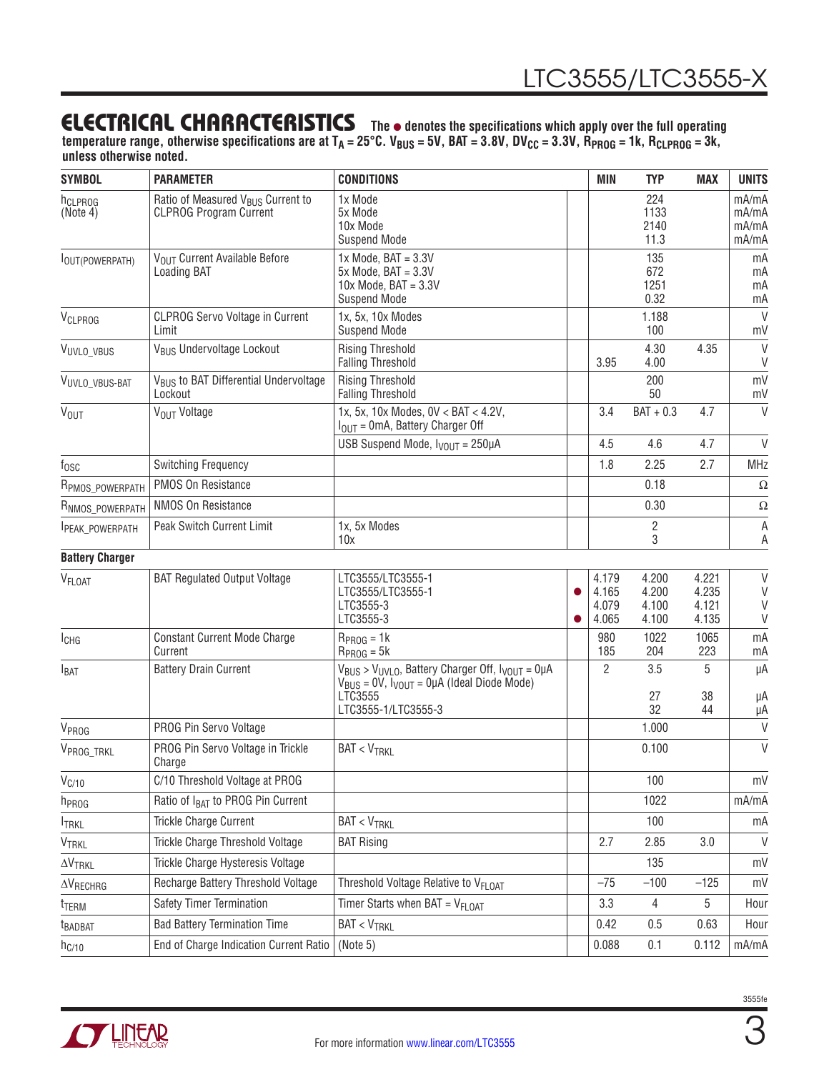## ELECTRICAL CHARACTERISTICS

**The ● denotes the specifications which apply over the full operating temperature range, otherwise specifications are at $T_A$ = 25°C. $V_{BUS}$ = 5V, BAT = 3.8V, $DV_{CC}$ = 3.3V, $R_{PROG}$ = 1k, $R_{CLPROG}$ = 3k, unless otherwise noted.**

| SYMBOL | PARAMETER | CONDITIONS | | MIN | TYP | MAX | UNITS |
|---|---|---|---|---|---|---|---|
| $h_{CLPROG}$ (Note 4) | Ratio of Measured $V_{BUS}$ Current to CLPROG Program Current | 1x Mode<br>5x Mode<br>10x Mode<br>Suspend Mode | | | 224<br>1133<br>2140<br>11.3 | | mA/mA<br>mA/mA<br>mA/mA<br>mA/mA |
| $I_{OUT(POWERPATH)}$ | $V_{OUT}$ Current Available Before Loading BAT | 1x Mode, BAT = 3.3V<br>5x Mode, BAT = 3.3V<br>10x Mode, BAT = 3.3V<br>Suspend Mode | | | 135<br>672<br>1251<br>0.32 | | mA<br>mA<br>mA<br>mA |
| $V_{CLPROG}$ | CLPROG Servo Voltage in Current Limit | 1x, 5x, 10x Modes<br>Suspend Mode | | | 1.188<br>100 | | V<br>mV |
| $V_{UVLO\_VBUS}$ | $V_{BUS}$ Undervoltage Lockout | Rising Threshold<br>Falling Threshold | | <br>3.95 | 4.30<br>4.00 | 4.35 | V<br>V |
| $V_{UVLO\_VBUS\text{-}BAT}$ | $V_{BUS}$ to BAT Differential Undervoltage Lockout | Rising Threshold<br>Falling Threshold | | | 200<br>50 | | mV<br>mV |
| $V_{OUT}$ | $V_{OUT}$ Voltage | 1x, 5x, 10x Modes, 0V < BAT < 4.2V, $I_{OUT}$ = 0mA, Battery Charger Off | | 3.4 | BAT + 0.3 | 4.7 | V |
| | | USB Suspend Mode, $I_{VOUT}$ = 250µA | | 4.5 | 4.6 | 4.7 | V |
| $f_{OSC}$ | Switching Frequency | | | 1.8 | 2.25 | 2.7 | MHz |
| $R_{PMOS\_POWERPATH}$ | PMOS On Resistance | | | | 0.18 | | Ω |
| $R_{NMOS\_POWERPATH}$ | NMOS On Resistance | | | | 0.30 | | Ω |
| $I_{PEAK\_POWERPATH}$ | Peak Switch Current Limit | 1x, 5x Modes<br>10x | | | 2<br>3 | | A<br>A |
| **Battery Charger** | | | | | | | |
| $V_{FLOAT}$ | BAT Regulated Output Voltage | LTC3555/LTC3555-1<br>LTC3555/LTC3555-1<br>LTC3555-3<br>LTC3555-3 | <br>●<br><br>● | 4.179<br>4.165<br>4.079<br>4.065 | 4.200<br>4.200<br>4.100<br>4.100 | 4.221<br>4.235<br>4.121<br>4.135 | V<br>V<br>V<br>V |
| $I_{CHG}$ | Constant Current Mode Charge Current | $R_{PROG}$ = 1k<br>$R_{PROG}$ = 5k | | 980<br>185 | 1022<br>204 | 1065<br>223 | mA<br>mA |
| $I_{BAT}$ | Battery Drain Current | $V_{BUS}$ > $V_{UVLO}$, Battery Charger Off, $I_{VOUT}$ = 0µA<br>$V_{BUS}$ = 0V, $I_{VOUT}$ = 0µA (Ideal Diode Mode)<br>LTC3555<br>LTC3555-1/LTC3555-3 | | 2 | 3.5<br><br>27<br>32 | 5<br><br>38<br>44 | µA<br><br>µA<br>µA |
| $V_{PROG}$ | PROG Pin Servo Voltage | | | | 1.000 | | V |
| $V_{PROG\_TRKL}$ | PROG Pin Servo Voltage in Trickle Charge | BAT < $V_{TRKL}$ | | | 0.100 | | V |
| $V_{C/10}$ | C/10 Threshold Voltage at PROG | | | | 100 | | mV |
| $h_{PROG}$ | Ratio of $I_{BAT}$ to PROG Pin Current | | | | 1022 | | mA/mA |
| $I_{TRKL}$ | Trickle Charge Current | BAT < $V_{TRKL}$ | | | 100 | | mA |
| $V_{TRKL}$ | Trickle Charge Threshold Voltage | BAT Rising | | 2.7 | 2.85 | 3.0 | V |
| $\Delta V_{TRKL}$ | Trickle Charge Hysteresis Voltage | | | | 135 | | mV |
| $\Delta V_{RECHRG}$ | Recharge Battery Threshold Voltage | Threshold Voltage Relative to $V_{FLOAT}$ | | –75 | –100 | –125 | mV |
| $t_{TERM}$ | Safety Timer Termination | Timer Starts when BAT = $V_{FLOAT}$ | | 3.3 | 4 | 5 | Hour |
| $t_{BADBAT}$ | Bad Battery Termination Time | BAT < $V_{TRKL}$ | | 0.42 | 0.5 | 0.63 | Hour |
| $h_{C/10}$ | End of Charge Indication Current Ratio | (Note 5) | | 0.088 | 0.1 | 0.112 | mA/mA |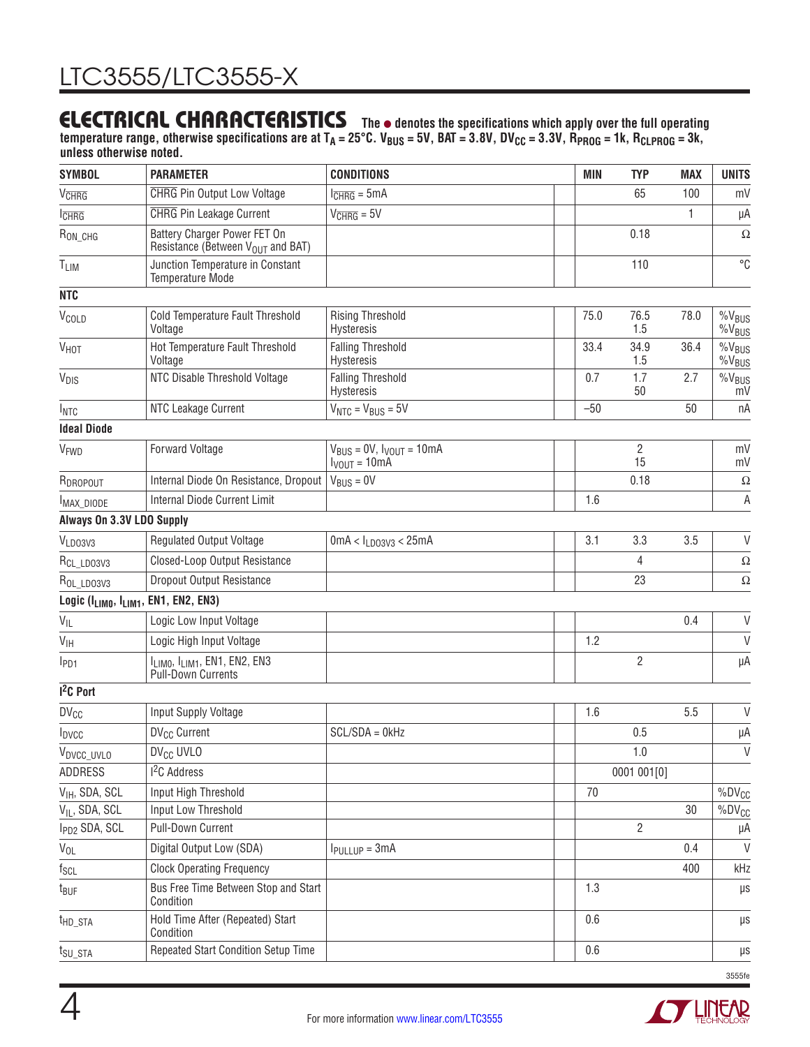## ELECTRICAL CHARACTERISTICS

**The ● denotes the specifications which apply over the full operating temperature range, otherwise specifications are at $T_A$ = 25°C. $V_{BUS}$ = 5V, BAT = 3.8V, $DV_{CC}$ = 3.3V, $R_{PROG}$ = 1k, $R_{CLPROG}$ = 3k, unless otherwise noted.**

| SYMBOL | PARAMETER | CONDITIONS | | MIN | TYP | MAX | UNITS |
|---|---|---|---|---|---|---|---|
| $V_{\overline{CHRG}}$ | $\overline{CHRG}$ Pin Output Low Voltage | $I_{\overline{CHRG}}$ = 5mA | | | 65 | 100 | mV |
| $I_{\overline{CHRG}}$ | $\overline{CHRG}$ Pin Leakage Current | $V_{\overline{CHRG}}$ = 5V | | | | 1 | µA |
| $R_{ON\_CHG}$ | Battery Charger Power FET On Resistance (Between $V_{OUT}$ and BAT) | | | | 0.18 | | Ω |
| $T_{LIM}$ | Junction Temperature in Constant Temperature Mode | | | | 110 | | °C |
| **NTC** | | | | | | | |
| $V_{COLD}$ | Cold Temperature Fault Threshold Voltage | Rising Threshold<br>Hysteresis | | 75.0 | 76.5<br>1.5 | 78.0 | $\%V_{BUS}$<br>$\%V_{BUS}$ |
| $V_{HOT}$ | Hot Temperature Fault Threshold Voltage | Falling Threshold<br>Hysteresis | | 33.4 | 34.9<br>1.5 | 36.4 | $\%V_{BUS}$<br>$\%V_{BUS}$ |
| $V_{DIS}$ | NTC Disable Threshold Voltage | Falling Threshold<br>Hysteresis | | 0.7 | 1.7<br>50 | 2.7 | $\%V_{BUS}$<br>mV |
| $I_{NTC}$ | NTC Leakage Current | $V_{NTC}$ = $V_{BUS}$ = 5V | | –50 | | 50 | nA |
| **Ideal Diode** | | | | | | | |
| $V_{FWD}$ | Forward Voltage | $V_{BUS}$ = 0V, $I_{VOUT}$ = 10mA<br>$I_{VOUT}$ = 10mA | | | 2<br>15 | | mV<br>mV |
| $R_{DROPOUT}$ | Internal Diode On Resistance, Dropout | $V_{BUS}$ = 0V | | | 0.18 | | Ω |
| $I_{MAX\_DIODE}$ | Internal Diode Current Limit | | | 1.6 | | | A |
| **Always On 3.3V LDO Supply** | | | | | | | |
| $V_{LDO3V3}$ | Regulated Output Voltage | 0mA < $I_{LDO3V3}$ < 25mA | | 3.1 | 3.3 | 3.5 | V |
| $R_{CL\_LDO3V3}$ | Closed-Loop Output Resistance | | | | 4 | | Ω |
| $R_{OL\_LDO3V3}$ | Dropout Output Resistance | | | | 23 | | Ω |
| **Logic ($I_{LIM0}$, $I_{LIM1}$, EN1, EN2, EN3)** | | | | | | | |
| $V_{IL}$ | Logic Low Input Voltage | | | | | 0.4 | V |
| $V_{IH}$ | Logic High Input Voltage | | | 1.2 | | | V |
| $I_{PD1}$ | $I_{LIM0}$, $I_{LIM1}$, EN1, EN2, EN3 Pull-Down Currents | | | | 2 | | µA |
| **$I^2C$ Port** | | | | | | | |
| $DV_{CC}$ | Input Supply Voltage | | | 1.6 | | 5.5 | V |
| $I_{DVCC}$ | $DV_{CC}$ Current | SCL/SDA = 0kHz | | | 0.5 | | µA |
| $V_{DVCC\_UVLO}$ | $DV_{CC}$ UVLO | | | | 1.0 | | V |
| ADDRESS | $I^2C$ Address | | | | 0001 001[0] | | |
| $V_{IH}$, SDA, SCL | Input High Threshold | | | 70 | | | $\%DV_{CC}$ |
| $V_{IL}$, SDA, SCL | Input Low Threshold | | | | | 30 | $\%DV_{CC}$ |
| $I_{PD2}$ SDA, SCL | Pull-Down Current | | | | 2 | | µA |
| $V_{OL}$ | Digital Output Low (SDA) | $I_{PULLUP}$ = 3mA | | | | 0.4 | V |
| $f_{SCL}$ | Clock Operating Frequency | | | | | 400 | kHz |
| $t_{BUF}$ | Bus Free Time Between Stop and Start Condition | | | 1.3 | | | µs |
| $t_{HD\_STA}$ | Hold Time After (Repeated) Start Condition | | | 0.6 | | | µs |
| $t_{SU\_STA}$ | Repeated Start Condition Setup Time | | | 0.6 | | | µs |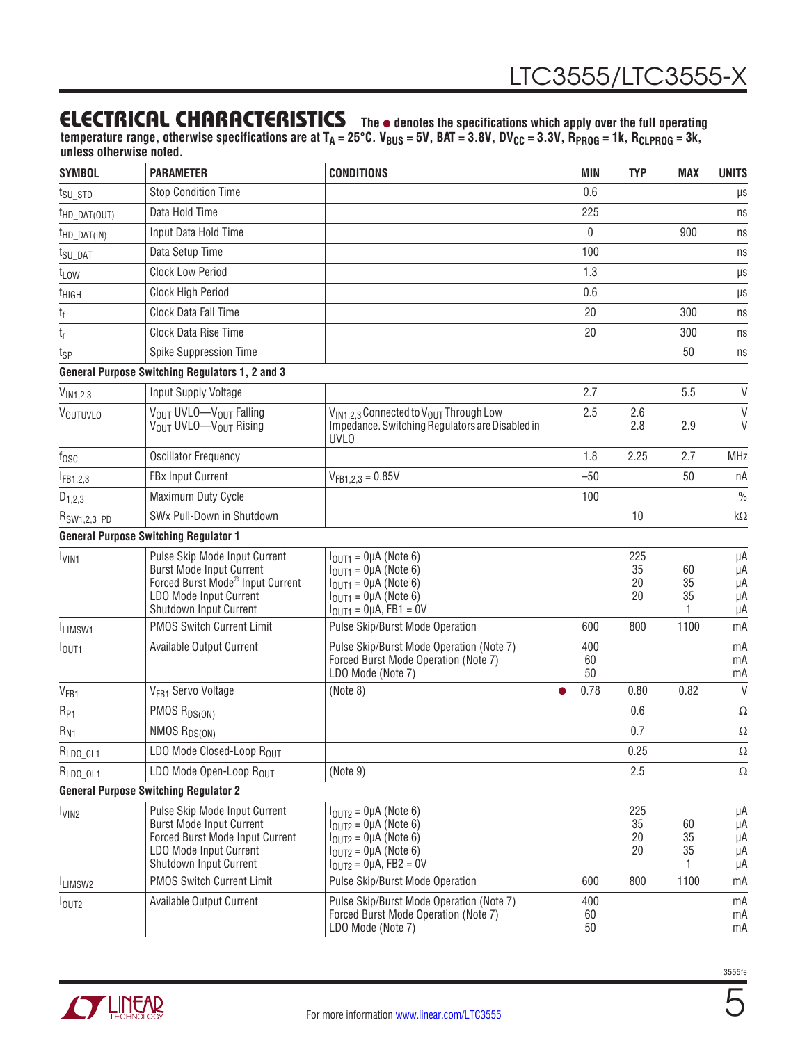## ELECTRICAL CHARACTERISTICS

**The ● denotes the specifications which apply over the full operating temperature range, otherwise specifications are at $T_A$ = 25°C. $V_{BUS}$ = 5V, BAT = 3.8V, $DV_{CC}$ = 3.3V, $R_{PROG}$ = 1k, $R_{CLPROG}$ = 3k, unless otherwise noted.**

| SYMBOL | PARAMETER | CONDITIONS | | MIN | TYP | MAX | UNITS |
|---|---|---|---|---|---|---|---|
| $t_{SU\_STD}$ | Stop Condition Time | | | 0.6 | | | µs |
| $t_{HD\_DAT(OUT)}$ | Data Hold Time | | | 225 | | | ns |
| $t_{HD\_DAT(IN)}$ | Input Data Hold Time | | | 0 | | 900 | ns |
| $t_{SU\_DAT}$ | Data Setup Time | | | 100 | | | ns |
| $t_{LOW}$ | Clock Low Period | | | 1.3 | | | µs |
| $t_{HIGH}$ | Clock High Period | | | 0.6 | | | µs |
| $t_f$ | Clock Data Fall Time | | | 20 | | 300 | ns |
| $t_r$ | Clock Data Rise Time | | | 20 | | 300 | ns |
| $t_{SP}$ | Spike Suppression Time | | | | | 50 | ns |
| **General Purpose Switching Regulators 1, 2 and 3** | | | | | | | |
| $V_{IN1,2,3}$ | Input Supply Voltage | | | 2.7 | | 5.5 | V |
| $V_{OUTUVLO}$ | $V_{OUT}$ UVLO—$V_{OUT}$ Falling<br>$V_{OUT}$ UVLO—$V_{OUT}$ Rising | $V_{IN1,2,3}$ Connected to $V_{OUT}$ Through Low Impedance. Switching Regulators are Disabled in UVLO | | 2.5 | 2.6<br>2.8 | <br>2.9 | V<br>V |
| $f_{OSC}$ | Oscillator Frequency | | | 1.8 | 2.25 | 2.7 | MHz |
| $I_{FB1,2,3}$ | FBx Input Current | $V_{FB1,2,3}$ = 0.85V | | –50 | | 50 | nA |
| $D_{1,2,3}$ | Maximum Duty Cycle | | | 100 | | | % |
| $R_{SW1,2,3\_PD}$ | SWx Pull-Down in Shutdown | | | | 10 | | kΩ |
| **General Purpose Switching Regulator 1** | | | | | | | |
| $I_{VIN1}$ | Pulse Skip Mode Input Current<br>Burst Mode Input Current<br>Forced Burst Mode® Input Current<br>LDO Mode Input Current<br>Shutdown Input Current | $I_{OUT1}$ = 0µA (Note 6)<br>$I_{OUT1}$ = 0µA (Note 6)<br>$I_{OUT1}$ = 0µA (Note 6)<br>$I_{OUT1}$ = 0µA (Note 6)<br>$I_{OUT1}$ = 0µA, FB1 = 0V | | | 225<br>35<br>20<br>20 | <br>60<br>35<br>35<br>1 | µA<br>µA<br>µA<br>µA<br>µA |
| $I_{LIMSW1}$ | PMOS Switch Current Limit | Pulse Skip/Burst Mode Operation | | 600 | 800 | 1100 | mA |
| $I_{OUT1}$ | Available Output Current | Pulse Skip/Burst Mode Operation (Note 7)<br>Forced Burst Mode Operation (Note 7)<br>LDO Mode (Note 7) | | 400<br>60<br>50 | | | mA<br>mA<br>mA |
| $V_{FB1}$ | $V_{FB1}$ Servo Voltage | (Note 8) | ● | 0.78 | 0.80 | 0.82 | V |
| $R_{P1}$ | PMOS $R_{DS(ON)}$ | | | | 0.6 | | Ω |
| $R_{N1}$ | NMOS $R_{DS(ON)}$ | | | | 0.7 | | Ω |
| $R_{LDO\_CL1}$ | LDO Mode Closed-Loop $R_{OUT}$ | | | | 0.25 | | Ω |
| $R_{LDO\_OL1}$ | LDO Mode Open-Loop $R_{OUT}$ | (Note 9) | | | 2.5 | | Ω |
| **General Purpose Switching Regulator 2** | | | | | | | |
| $I_{VIN2}$ | Pulse Skip Mode Input Current<br>Burst Mode Input Current<br>Forced Burst Mode Input Current<br>LDO Mode Input Current<br>Shutdown Input Current | $I_{OUT2}$ = 0µA (Note 6)<br>$I_{OUT2}$ = 0µA (Note 6)<br>$I_{OUT2}$ = 0µA (Note 6)<br>$I_{OUT2}$ = 0µA (Note 6)<br>$I_{OUT2}$ = 0µA, FB2 = 0V | | | 225<br>35<br>20<br>20 | <br>60<br>35<br>35<br>1 | µA<br>µA<br>µA<br>µA<br>µA |
| $I_{LIMSW2}$ | PMOS Switch Current Limit | Pulse Skip/Burst Mode Operation | | 600 | 800 | 1100 | mA |
| $I_{OUT2}$ | Available Output Current | Pulse Skip/Burst Mode Operation (Note 7)<br>Forced Burst Mode Operation (Note 7)<br>LDO Mode (Note 7) | | 400<br>60<br>50 | | | mA<br>mA<br>mA |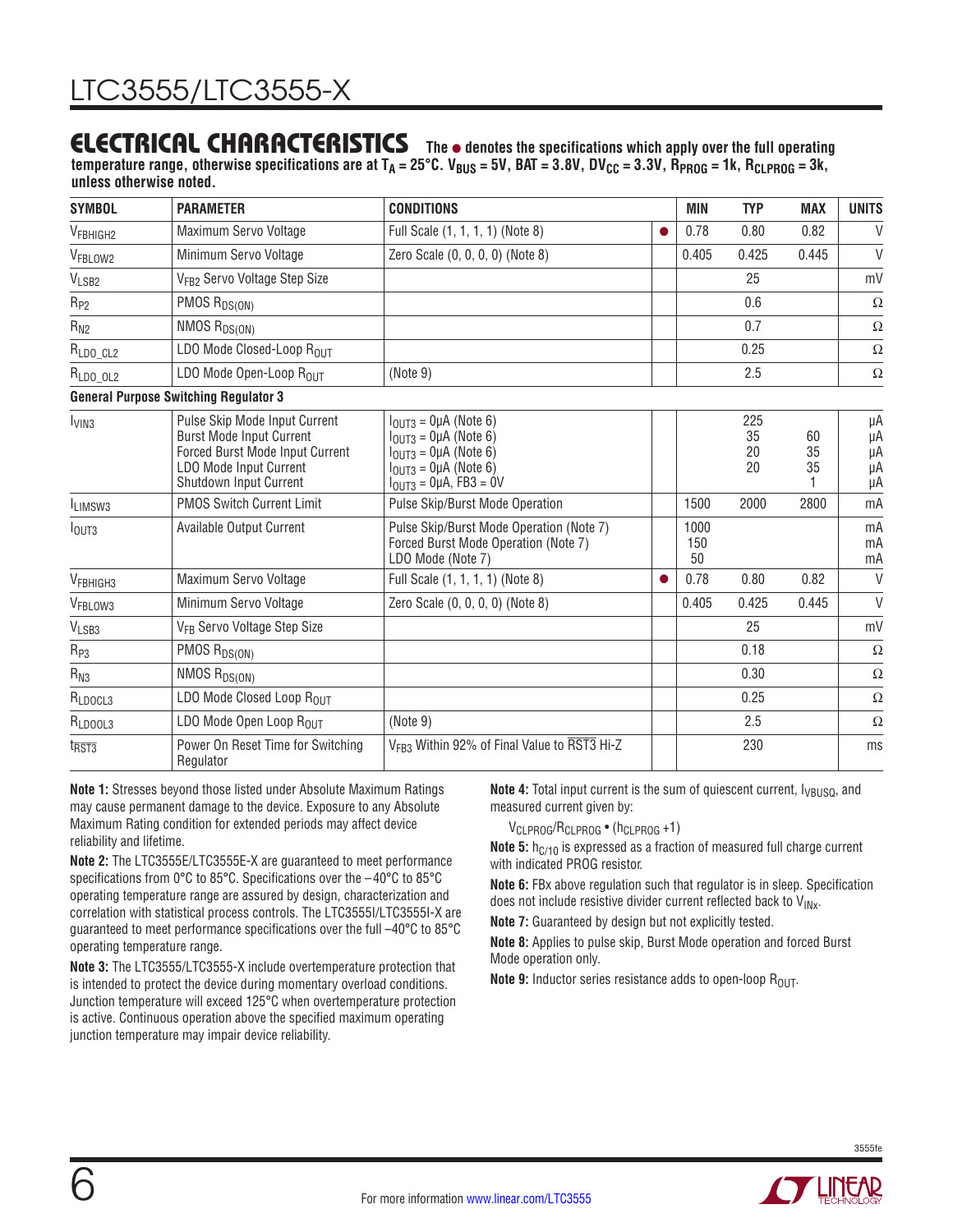## ELECTRICAL CHARACTERISTICS

**The ● denotes the specifications which apply over the full operating temperature range, otherwise specifications are at $T_A = 25°C$. $V_{BUS} = 5V$, BAT = 3.8V, $DV_{CC} = 3.3V$, $R_{PROG} = 1k$, $R_{CLPROG} = 3k$, unless otherwise noted.**

| SYMBOL | PARAMETER | CONDITIONS | | MIN | TYP | MAX | UNITS |
|---|---|---|---|---|---|---|---|
| $V_{FBHIGH2}$ | Maximum Servo Voltage | Full Scale (1, 1, 1, 1) (Note 8) | ● | 0.78 | 0.80 | 0.82 | V |
| $V_{FBLOW2}$ | Minimum Servo Voltage | Zero Scale (0, 0, 0, 0) (Note 8) | | 0.405 | 0.425 | 0.445 | V |
| $V_{LSB2}$ | $V_{FB2}$ Servo Voltage Step Size | | | | 25 | | mV |
| $R_{P2}$ | PMOS $R_{DS(ON)}$ | | | | 0.6 | | Ω |
| $R_{N2}$ | NMOS $R_{DS(ON)}$ | | | | 0.7 | | Ω |
| $R_{LDO\_CL2}$ | LDO Mode Closed-Loop $R_{OUT}$ | | | | 0.25 | | Ω |
| $R_{LDO\_OL2}$ | LDO Mode Open-Loop $R_{OUT}$ | (Note 9) | | | 2.5 | | Ω |
| **General Purpose Switching Regulator 3** | | | | | | | |
| $I_{VIN3}$ | Pulse Skip Mode Input Current<br>Burst Mode Input Current<br>Forced Burst Mode Input Current<br>LDO Mode Input Current<br>Shutdown Input Current | $I_{OUT3} = 0μA$ (Note 6)<br>$I_{OUT3} = 0μA$ (Note 6)<br>$I_{OUT3} = 0μA$ (Note 6)<br>$I_{OUT3} = 0μA$ (Note 6)<br>$I_{OUT3} = 0μA$, FB3 = 0V | | | 225<br>35<br>20<br>20 | <br>60<br>35<br>35<br>1 | μA<br>μA<br>μA<br>μA<br>μA |
| $I_{LIMSW3}$ | PMOS Switch Current Limit | Pulse Skip/Burst Mode Operation | | 1500 | 2000 | 2800 | mA |
| $I_{OUT3}$ | Available Output Current | Pulse Skip/Burst Mode Operation (Note 7)<br>Forced Burst Mode Operation (Note 7)<br>LDO Mode (Note 7) | | 1000<br>150<br>50 | | | mA<br>mA<br>mA |
| $V_{FBHIGH3}$ | Maximum Servo Voltage | Full Scale (1, 1, 1, 1) (Note 8) | ● | 0.78 | 0.80 | 0.82 | V |
| $V_{FBLOW3}$ | Minimum Servo Voltage | Zero Scale (0, 0, 0, 0) (Note 8) | | 0.405 | 0.425 | 0.445 | V |
| $V_{LSB3}$ | $V_{FB}$ Servo Voltage Step Size | | | | 25 | | mV |
| $R_{P3}$ | PMOS $R_{DS(ON)}$ | | | | 0.18 | | Ω |
| $R_{N3}$ | NMOS $R_{DS(ON)}$ | | | | 0.30 | | Ω |
| $R_{LDOCL3}$ | LDO Mode Closed Loop $R_{OUT}$ | | | | 0.25 | | Ω |
| $R_{LDOOL3}$ | LDO Mode Open Loop $R_{OUT}$ | (Note 9) | | | 2.5 | | Ω |
| $t_{\overline{RST3}}$ | Power On Reset Time for Switching Regulator | $V_{FB3}$ Within 92% of Final Value to $\overline{RST3}$ Hi-Z | | | 230 | | ms |

**Note 1:** Stresses beyond those listed under Absolute Maximum Ratings may cause permanent damage to the device. Exposure to any Absolute Maximum Rating condition for extended periods may affect device reliability and lifetime.

**Note 2:** The LTC3555E/LTC3555E-X are guaranteed to meet performance specifications from 0°C to 85°C. Specifications over the –40°C to 85°C operating temperature range are assured by design, characterization and correlation with statistical process controls. The LTC3555I/LTC3555I-X are guaranteed to meet performance specifications over the full –40°C to 85°C operating temperature range.

**Note 3:** The LTC3555/LTC3555-X include overtemperature protection that is intended to protect the device during momentary overload conditions. Junction temperature will exceed 125°C when overtemperature protection is active. Continuous operation above the specified maximum operating junction temperature may impair device reliability.

**Note 4:** Total input current is the sum of quiescent current, $I_{VBUSQ}$, and measured current given by:

$V_{CLPROG}/R_{CLPROG} \cdot (h_{CLPROG} + 1)$

**Note 5:** $h_{C/10}$ is expressed as a fraction of measured full charge current with indicated PROG resistor.

**Note 6:** FBx above regulation such that regulator is in sleep. Specification does not include resistive divider current reflected back to $V_{INx}$.

**Note 7:** Guaranteed by design but not explicitly tested.

**Note 8:** Applies to pulse skip, Burst Mode operation and forced Burst Mode operation only.

**Note 9:** Inductor series resistance adds to open-loop $R_{OUT}$.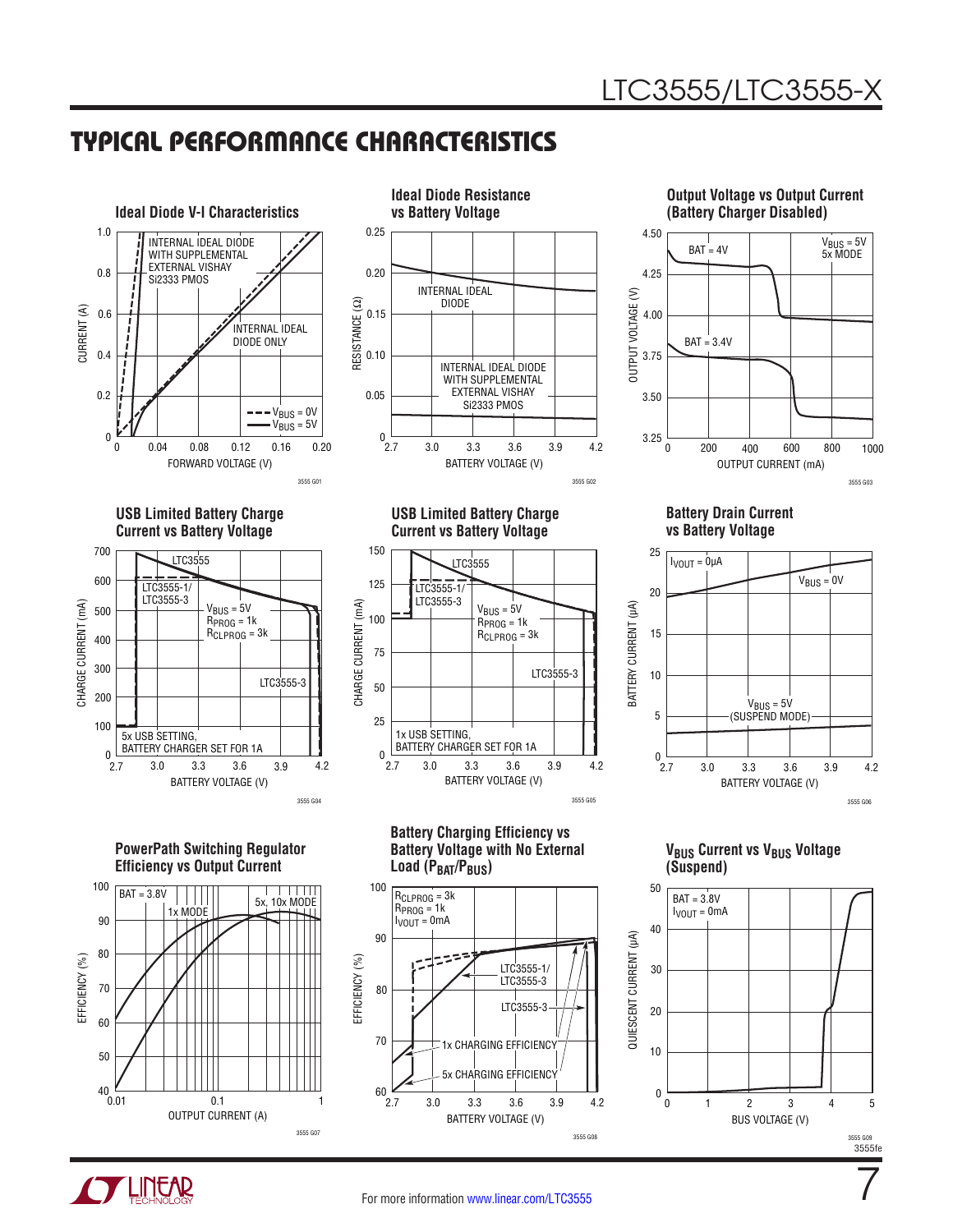## TYPICAL PERFORMANCE CHARACTERISTICS

**Ideal Diode V-I Characteristics**

CURRENT (A) vs FORWARD VOLTAGE (V)

INTERNAL IDEAL DIODE WITH SUPPLEMENTAL EXTERNAL VISHAY Si2333 PMOS

INTERNAL IDEAL DIODE ONLY

$V_{BUS}$ = 0V
$V_{BUS}$ = 5V

3555 G01

**Ideal Diode Resistance vs Battery Voltage**

RESISTANCE (Ω) vs BATTERY VOLTAGE (V)

INTERNAL IDEAL DIODE

INTERNAL IDEAL DIODE WITH SUPPLEMENTAL EXTERNAL VISHAY Si2333 PMOS

3555 G02

**Output Voltage vs Output Current (Battery Charger Disabled)**

OUTPUT VOLTAGE (V) vs OUTPUT CURRENT (mA)

BAT = 4V

BAT = 3.4V

$V_{BUS}$ = 5V
5x MODE

3555 G03

**USB Limited Battery Charge Current vs Battery Voltage**

CHARGE CURRENT (mA) vs BATTERY VOLTAGE (V)

LTC3555

LTC3555-1/
LTC3555-3

$V_{BUS}$ = 5V
$R_{PROG}$ = 1k
$R_{CLPROG}$ = 3k

LTC3555-3

5x USB SETTING,
BATTERY CHARGER SET FOR 1A

3555 G04

**USB Limited Battery Charge Current vs Battery Voltage**

CHARGE CURRENT (mA) vs BATTERY VOLTAGE (V)

LTC3555

LTC3555-1/
LTC3555-3

$V_{BUS}$ = 5V
$R_{PROG}$ = 1k
$R_{CLPROG}$ = 3k

LTC3555-3

1x USB SETTING,
BATTERY CHARGER SET FOR 1A

3555 G05

**Battery Drain Current vs Battery Voltage**

BATTERY CURRENT (µA) vs BATTERY VOLTAGE (V)

$I_{VOUT}$ = 0µA

$V_{BUS}$ = 0V

$V_{BUS}$ = 5V
(SUSPEND MODE)

3555 G06

**PowerPath Switching Regulator Efficiency vs Output Current**

EFFICIENCY (%) vs OUTPUT CURRENT (A)

BAT = 3.8V

1x MODE

5x, 10x MODE

3555 G07

**Battery Charging Efficiency vs Battery Voltage with No External Load ($P_{BAT}/P_{BUS}$)**

EFFICIENCY (%) vs BATTERY VOLTAGE (V)

$R_{CLPROG}$ = 3k
$R_{PROG}$ = 1k
$I_{VOUT}$ = 0mA

LTC3555-1/
LTC3555-3

LTC3555-3

1x CHARGING EFFICIENCY

5x CHARGING EFFICIENCY

3555 G08

**$V_{BUS}$ Current vs $V_{BUS}$ Voltage (Suspend)**

QUIESCENT CURRENT (µA) vs BUS VOLTAGE (V)

BAT = 3.8V
$I_{VOUT}$ = 0mA

3555 G09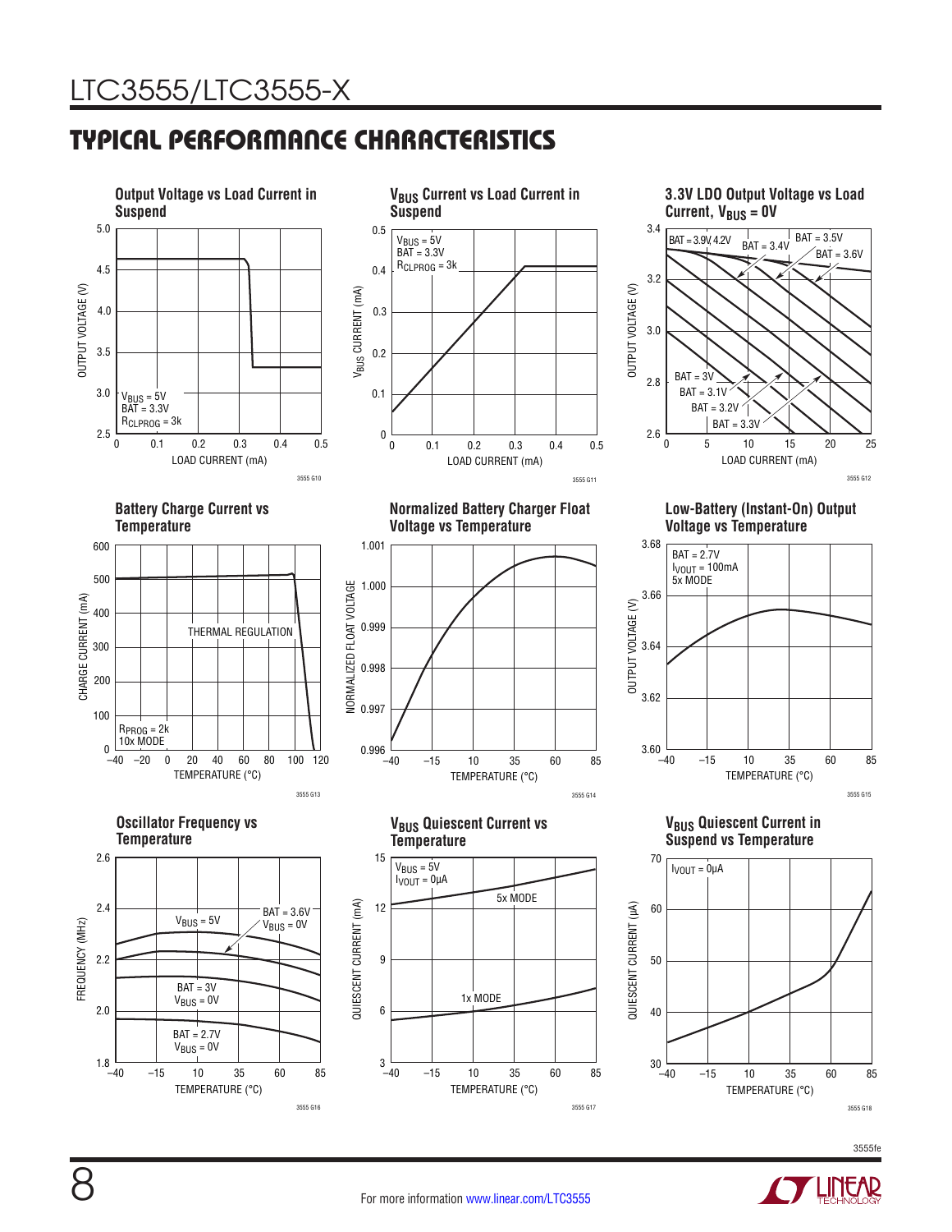## TYPICAL PERFORMANCE CHARACTERISTICS

**Output Voltage vs Load Current in Suspend**

$V_{BUS}$ = 5V
BAT = 3.3V
$R_{CLPROG}$ = 3k

OUTPUT VOLTAGE (V) vs LOAD CURRENT (mA)

3555 G10

**$V_{BUS}$ Current vs Load Current in Suspend**

$V_{BUS}$ = 5V
BAT = 3.3V
$R_{CLPROG}$ = 3k

$V_{BUS}$ CURRENT (mA) vs LOAD CURRENT (mA)

3555 G11

**3.3V LDO Output Voltage vs Load Current, $V_{BUS}$ = 0V**

BAT = 3.9V, 4.2V; BAT = 3.4V; BAT = 3.5V; BAT = 3.6V; BAT = 3V; BAT = 3.1V; BAT = 3.2V; BAT = 3.3V

OUTPUT VOLTAGE (V) vs LOAD CURRENT (mA)

3555 G12

**Battery Charge Current vs Temperature**

THERMAL REGULATION
$R_{PROG}$ = 2k
10x MODE

CHARGE CURRENT (mA) vs TEMPERATURE (°C)

3555 G13

**Normalized Battery Charger Float Voltage vs Temperature**

NORMALIZED FLOAT VOLTAGE vs TEMPERATURE (°C)

3555 G14

**Low-Battery (Instant-On) Output Voltage vs Temperature**

BAT = 2.7V
$I_{VOUT}$ = 100mA
5x MODE

OUTPUT VOLTAGE (V) vs TEMPERATURE (°C)

3555 G15

**Oscillator Frequency vs Temperature**

$V_{BUS}$ = 5V; BAT = 3.6V, $V_{BUS}$ = 0V; BAT = 3V, $V_{BUS}$ = 0V; BAT = 2.7V, $V_{BUS}$ = 0V

FREQUENCY (MHz) vs TEMPERATURE (°C)

3555 G16

**$V_{BUS}$ Quiescent Current vs Temperature**

$V_{BUS}$ = 5V
$I_{VOUT}$ = 0µA
5x MODE
1x MODE

QUIESCENT CURRENT (mA) vs TEMPERATURE (°C)

3555 G17

**$V_{BUS}$ Quiescent Current in Suspend vs Temperature**

$I_{VOUT}$ = 0µA

QUIESCENT CURRENT (µA) vs TEMPERATURE (°C)

3555 G18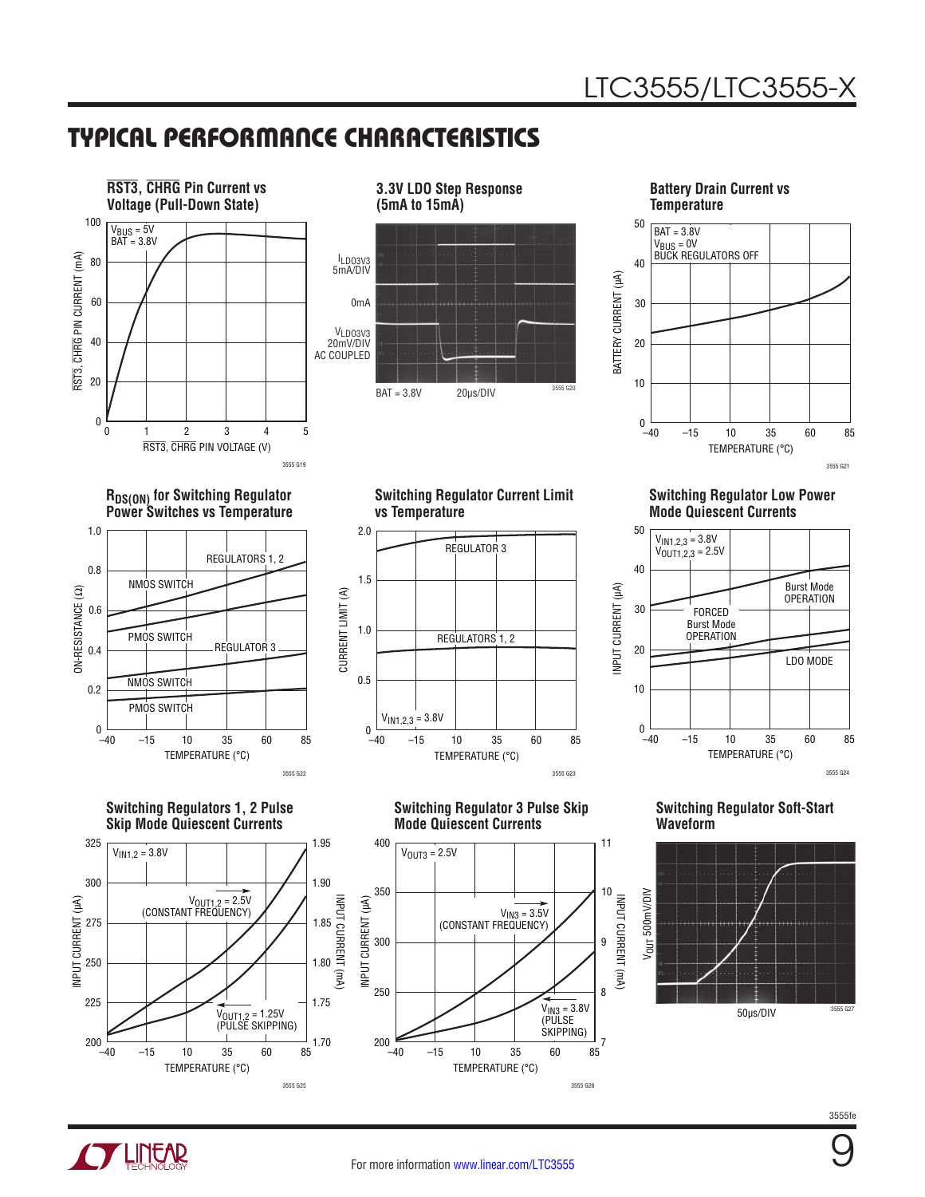## TYPICAL PERFORMANCE CHARACTERISTICS

**$\overline{RST3}$, $\overline{CHRG}$ Pin Current vs Voltage (Pull-Down State)**

$V_{BUS}$ = 5V
BAT = 3.8V

$\overline{RST3}$, $\overline{CHRG}$ PIN CURRENT (mA)
$\overline{RST3}$, $\overline{CHRG}$ PIN VOLTAGE (V)

3555 G19

**3.3V LDO Step Response (5mA to 15mA)**

$I_{LDO3V3}$ 5mA/DIV
0mA
$V_{LDO3V3}$ 20mV/DIV AC COUPLED
BAT = 3.8V 20µs/DIV

3555 G20

**Battery Drain Current vs Temperature**

BAT = 3.8V
$V_{BUS}$ = 0V
BUCK REGULATORS OFF

BATTERY CURRENT (µA)
TEMPERATURE (°C)

3555 G21

**$R_{DS(ON)}$ for Switching Regulator Power Switches vs Temperature**

REGULATORS 1, 2
NMOS SWITCH
PMOS SWITCH
REGULATOR 3
NMOS SWITCH
PMOS SWITCH

ON-RESISTANCE (Ω)
TEMPERATURE (°C)

3555 G22

**Switching Regulator Current Limit vs Temperature**

REGULATOR 3
REGULATORS 1, 2
$V_{IN1,2,3}$ = 3.8V

CURRENT LIMIT (A)
TEMPERATURE (°C)

3555 G23

**Switching Regulator Low Power Mode Quiescent Currents**

$V_{IN1,2,3}$ = 3.8V
$V_{OUT1,2,3}$ = 2.5V
Burst Mode OPERATION
FORCED Burst Mode OPERATION
LDO MODE

INPUT CURRENT (µA)
TEMPERATURE (°C)

3555 G24

**Switching Regulators 1, 2 Pulse Skip Mode Quiescent Currents**

$V_{IN1,2}$ = 3.8V
$V_{OUT1,2}$ = 2.5V (CONSTANT FREQUENCY)
$V_{OUT1,2}$ = 1.25V (PULSE SKIPPING)

INPUT CURRENT (µA)
INPUT CURRENT (mA)
TEMPERATURE (°C)

3555 G25

**Switching Regulator 3 Pulse Skip Mode Quiescent Currents**

$V_{OUT3}$ = 2.5V
$V_{IN3}$ = 3.5V (CONSTANT FREQUENCY)
$V_{IN3}$ = 3.8V (PULSE SKIPPING)

INPUT CURRENT (µA)
INPUT CURRENT (mA)
TEMPERATURE (°C)

3555 G26

**Switching Regulator Soft-Start Waveform**

$V_{OUT}$ 500mV/DIV
50µs/DIV

3555 G27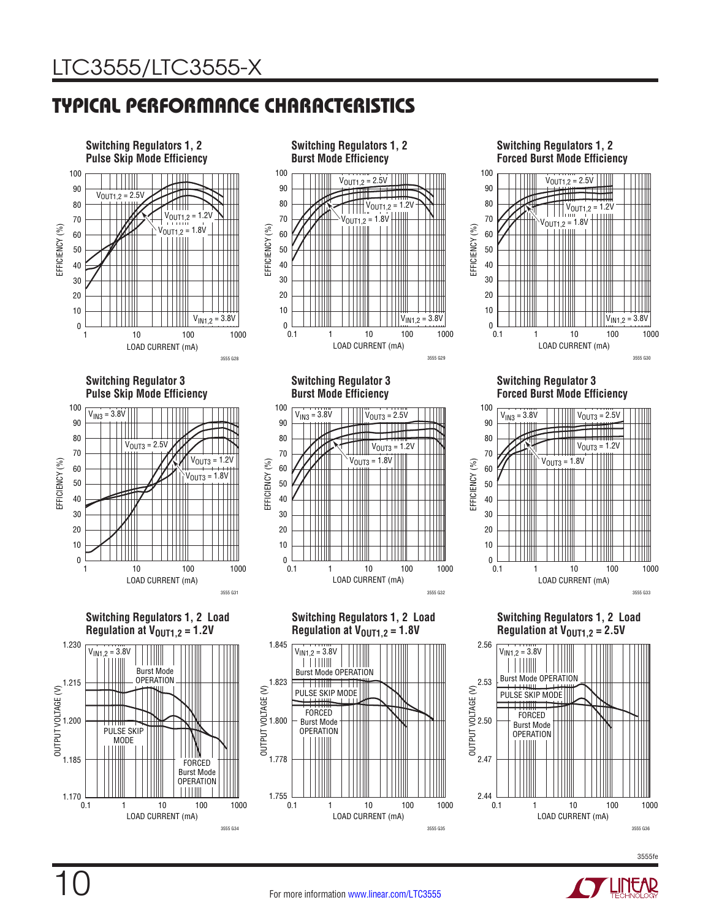## TYPICAL PERFORMANCE CHARACTERISTICS

**Switching Regulators 1, 2 Pulse Skip Mode Efficiency**

EFFICIENCY (%) vs LOAD CURRENT (mA)

$V_{OUT1,2}$ = 2.5V, $V_{OUT1,2}$ = 1.2V, $V_{OUT1,2}$ = 1.8V, $V_{IN1,2}$ = 3.8V

3555 G28

**Switching Regulators 1, 2 Burst Mode Efficiency**

EFFICIENCY (%) vs LOAD CURRENT (mA)

$V_{OUT1,2}$ = 2.5V, $V_{OUT1,2}$ = 1.2V, $V_{OUT1,2}$ = 1.8V, $V_{IN1,2}$ = 3.8V

3555 G29

**Switching Regulators 1, 2 Forced Burst Mode Efficiency**

EFFICIENCY (%) vs LOAD CURRENT (mA)

$V_{OUT1,2}$ = 2.5V, $V_{OUT1,2}$ = 1.2V, $V_{OUT1,2}$ = 1.8V, $V_{IN1,2}$ = 3.8V

3555 G30

**Switching Regulator 3 Pulse Skip Mode Efficiency**

EFFICIENCY (%) vs LOAD CURRENT (mA)

$V_{IN3}$ = 3.8V, $V_{OUT3}$ = 2.5V, $V_{OUT3}$ = 1.2V, $V_{OUT3}$ = 1.8V

3555 G31

**Switching Regulator 3 Burst Mode Efficiency**

EFFICIENCY (%) vs LOAD CURRENT (mA)

$V_{IN3}$ = 3.8V, $V_{OUT3}$ = 2.5V, $V_{OUT3}$ = 1.2V, $V_{OUT3}$ = 1.8V

3555 G32

**Switching Regulator 3 Forced Burst Mode Efficiency**

EFFICIENCY (%) vs LOAD CURRENT (mA)

$V_{IN3}$ = 3.8V, $V_{OUT3}$ = 2.5V, $V_{OUT3}$ = 1.2V, $V_{OUT3}$ = 1.8V

3555 G33

**Switching Regulators 1, 2 Load Regulation at $V_{OUT1,2}$ = 1.2V**

OUTPUT VOLTAGE (V) vs LOAD CURRENT (mA)

$V_{IN1,2}$ = 3.8V; Burst Mode OPERATION; PULSE SKIP MODE; FORCED Burst Mode OPERATION

3555 G34

**Switching Regulators 1, 2 Load Regulation at $V_{OUT1,2}$ = 1.8V**

OUTPUT VOLTAGE (V) vs LOAD CURRENT (mA)

$V_{IN1,2}$ = 3.8V; Burst Mode OPERATION; PULSE SKIP MODE; FORCED Burst Mode OPERATION

3555 G35

**Switching Regulators 1, 2 Load Regulation at $V_{OUT1,2}$ = 2.5V**

OUTPUT VOLTAGE (V) vs LOAD CURRENT (mA)

$V_{IN1,2}$ = 3.8V; Burst Mode OPERATION; PULSE SKIP MODE; FORCED Burst Mode OPERATION

3555 G36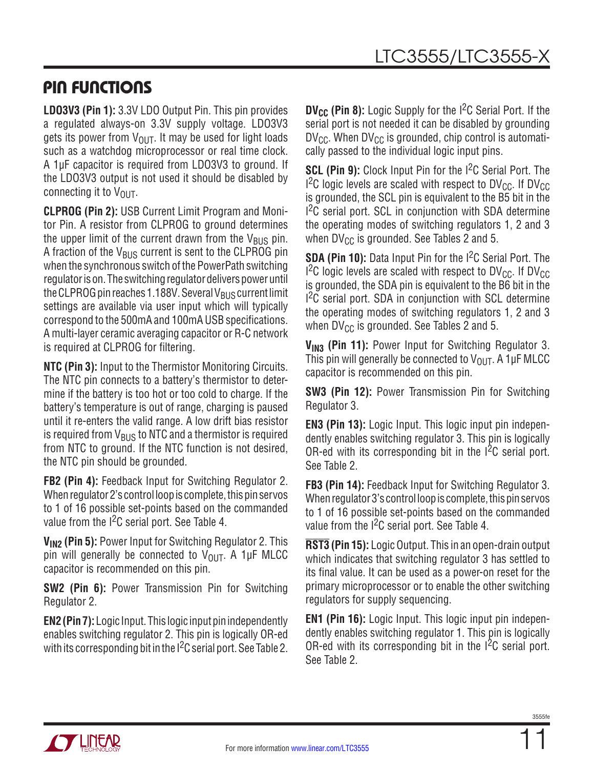## PIN FUNCTIONS

**LDO3V3 (Pin 1):** 3.3V LDO Output Pin. This pin provides a regulated always-on 3.3V supply voltage. LDO3V3 gets its power from $V_{OUT}$. It may be used for light loads such as a watchdog microprocessor or real time clock. A 1µF capacitor is required from LDO3V3 to ground. If the LDO3V3 output is not used it should be disabled by connecting it to $V_{OUT}$.

**CLPROG (Pin 2):** USB Current Limit Program and Monitor Pin. A resistor from CLPROG to ground determines the upper limit of the current drawn from the $V_{BUS}$ pin. A fraction of the $V_{BUS}$ current is sent to the CLPROG pin when the synchronous switch of the PowerPath switching regulator is on. The switching regulator delivers power until the CLPROG pin reaches 1.188V. Several $V_{BUS}$ current limit settings are available via user input which will typically correspond to the 500mA and 100mA USB specifications. A multi-layer ceramic averaging capacitor or R-C network is required at CLPROG for filtering.

**NTC (Pin 3):** Input to the Thermistor Monitoring Circuits. The NTC pin connects to a battery's thermistor to determine if the battery is too hot or too cold to charge. If the battery's temperature is out of range, charging is paused until it re-enters the valid range. A low drift bias resistor is required from $V_{BUS}$ to NTC and a thermistor is required from NTC to ground. If the NTC function is not desired, the NTC pin should be grounded.

**FB2 (Pin 4):** Feedback Input for Switching Regulator 2. When regulator 2's control loop is complete, this pin servos to 1 of 16 possible set-points based on the commanded value from the $I^2C$ serial port. See Table 4.

**$V_{IN2}$ (Pin 5):** Power Input for Switching Regulator 2. This pin will generally be connected to $V_{OUT}$. A 1µF MLCC capacitor is recommended on this pin.

**SW2 (Pin 6):** Power Transmission Pin for Switching Regulator 2.

**EN2 (Pin 7):** Logic Input. This logic input pin independently enables switching regulator 2. This pin is logically OR-ed with its corresponding bit in the $I^2C$ serial port. See Table 2.

**$DV_{CC}$ (Pin 8):** Logic Supply for the $I^2C$ Serial Port. If the serial port is not needed it can be disabled by grounding $DV_{CC}$. When $DV_{CC}$ is grounded, chip control is automatically passed to the individual logic input pins.

**SCL (Pin 9):** Clock Input Pin for the $I^2C$ Serial Port. The $I^2C$ logic levels are scaled with respect to $DV_{CC}$. If $DV_{CC}$ is grounded, the SCL pin is equivalent to the B5 bit in the $I^2C$ serial port. SCL in conjunction with SDA determine the operating modes of switching regulators 1, 2 and 3 when $DV_{CC}$ is grounded. See Tables 2 and 5.

**SDA (Pin 10):** Data Input Pin for the $I^2C$ Serial Port. The $I^2C$ logic levels are scaled with respect to $DV_{CC}$. If $DV_{CC}$ is grounded, the SDA pin is equivalent to the B6 bit in the $I^2C$ serial port. SDA in conjunction with SCL determine the operating modes of switching regulators 1, 2 and 3 when $DV_{CC}$ is grounded. See Tables 2 and 5.

**$V_{IN3}$ (Pin 11):** Power Input for Switching Regulator 3. This pin will generally be connected to $V_{OUT}$. A 1µF MLCC capacitor is recommended on this pin.

**SW3 (Pin 12):** Power Transmission Pin for Switching Regulator 3.

**EN3 (Pin 13):** Logic Input. This logic input pin independently enables switching regulator 3. This pin is logically OR-ed with its corresponding bit in the $I^2C$ serial port. See Table 2.

**FB3 (Pin 14):** Feedback Input for Switching Regulator 3. When regulator 3's control loop is complete, this pin servos to 1 of 16 possible set-points based on the commanded value from the $I^2C$ serial port. See Table 4.

**$\overline{RST3}$ (Pin 15):** Logic Output. This in an open-drain output which indicates that switching regulator 3 has settled to its final value. It can be used as a power-on reset for the primary microprocessor or to enable the other switching regulators for supply sequencing.

**EN1 (Pin 16):** Logic Input. This logic input pin independently enables switching regulator 1. This pin is logically OR-ed with its corresponding bit in the $I^2C$ serial port. See Table 2.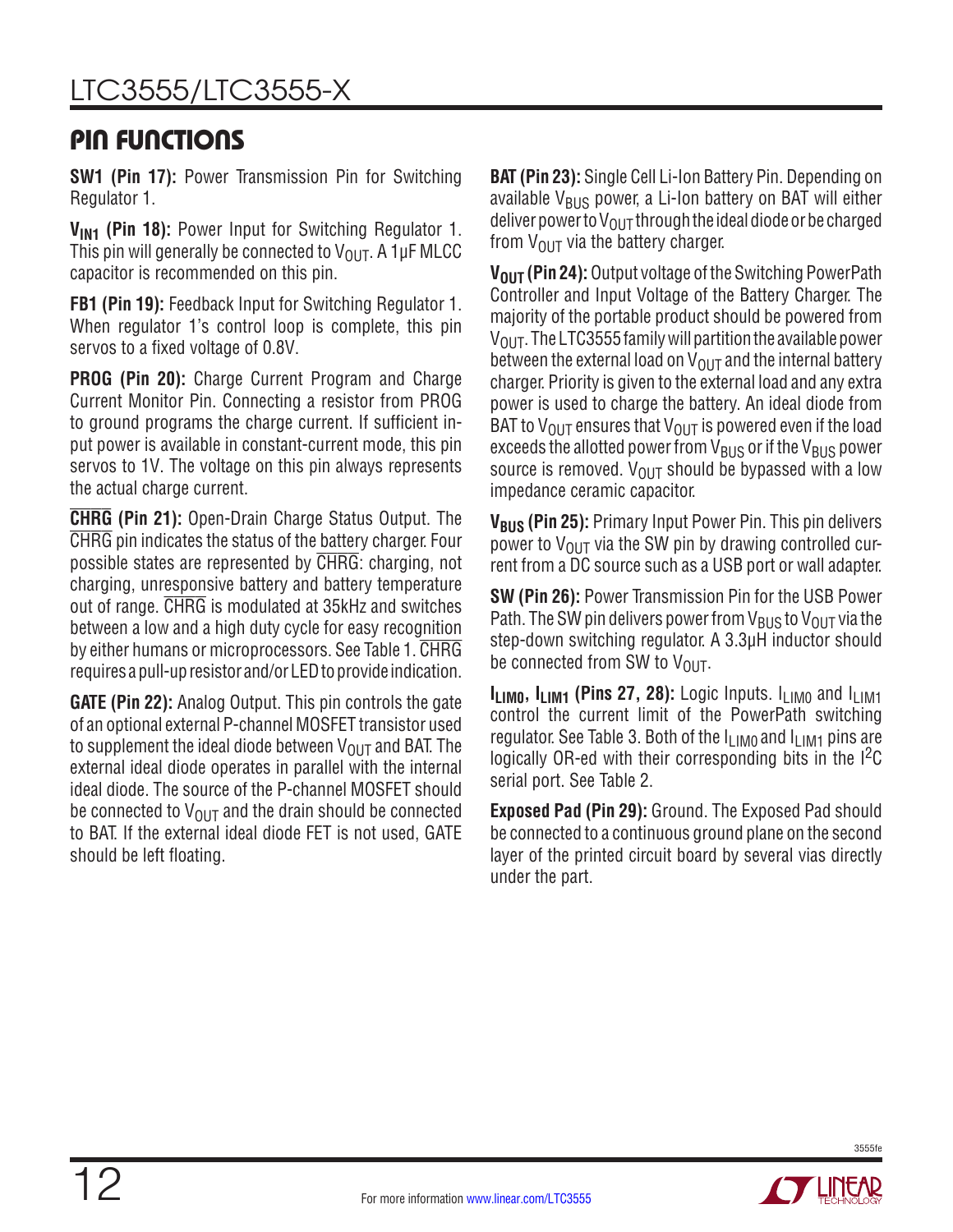## PIN FUNCTIONS

**SW1 (Pin 17):** Power Transmission Pin for Switching Regulator 1.

**$V_{IN1}$ (Pin 18):** Power Input for Switching Regulator 1. This pin will generally be connected to $V_{OUT}$. A 1µF MLCC capacitor is recommended on this pin.

**FB1 (Pin 19):** Feedback Input for Switching Regulator 1. When regulator 1's control loop is complete, this pin servos to a fixed voltage of 0.8V.

**PROG (Pin 20):** Charge Current Program and Charge Current Monitor Pin. Connecting a resistor from PROG to ground programs the charge current. If sufficient input power is available in constant-current mode, this pin servos to 1V. The voltage on this pin always represents the actual charge current.

**$\overline{\text{CHRG}}$ (Pin 21):** Open-Drain Charge Status Output. The $\overline{\text{CHRG}}$ pin indicates the status of the battery charger. Four possible states are represented by $\overline{\text{CHRG}}$: charging, not charging, unresponsive battery and battery temperature out of range. $\overline{\text{CHRG}}$ is modulated at 35kHz and switches between a low and a high duty cycle for easy recognition by either humans or microprocessors. See Table 1. $\overline{\text{CHRG}}$ requires a pull-up resistor and/or LED to provide indication.

**GATE (Pin 22):** Analog Output. This pin controls the gate of an optional external P-channel MOSFET transistor used to supplement the ideal diode between $V_{OUT}$ and BAT. The external ideal diode operates in parallel with the internal ideal diode. The source of the P-channel MOSFET should be connected to $V_{OUT}$ and the drain should be connected to BAT. If the external ideal diode FET is not used, GATE should be left floating.

**BAT (Pin 23):** Single Cell Li-Ion Battery Pin. Depending on available $V_{BUS}$ power, a Li-Ion battery on BAT will either deliver power to $V_{OUT}$ through the ideal diode or be charged from $V_{OUT}$ via the battery charger.

**$V_{OUT}$ (Pin 24):** Output voltage of the Switching PowerPath Controller and Input Voltage of the Battery Charger. The majority of the portable product should be powered from $V_{OUT}$. The LTC3555 family will partition the available power between the external load on $V_{OUT}$ and the internal battery charger. Priority is given to the external load and any extra power is used to charge the battery. An ideal diode from BAT to $V_{OUT}$ ensures that $V_{OUT}$ is powered even if the load exceeds the allotted power from $V_{BUS}$ or if the $V_{BUS}$ power source is removed. $V_{OUT}$ should be bypassed with a low impedance ceramic capacitor.

**$V_{BUS}$ (Pin 25):** Primary Input Power Pin. This pin delivers power to $V_{OUT}$ via the SW pin by drawing controlled current from a DC source such as a USB port or wall adapter.

**SW (Pin 26):** Power Transmission Pin for the USB Power Path. The SW pin delivers power from $V_{BUS}$ to $V_{OUT}$ via the step-down switching regulator. A 3.3µH inductor should be connected from SW to $V_{OUT}$.

**$I_{LIM0}$, $I_{LIM1}$ (Pins 27, 28):** Logic Inputs. $I_{LIM0}$ and $I_{LIM1}$ control the current limit of the PowerPath switching regulator. See Table 3. Both of the $I_{LIM0}$ and $I_{LIM1}$ pins are logically OR-ed with their corresponding bits in the $I^2C$ serial port. See Table 2.

**Exposed Pad (Pin 29):** Ground. The Exposed Pad should be connected to a continuous ground plane on the second layer of the printed circuit board by several vias directly under the part.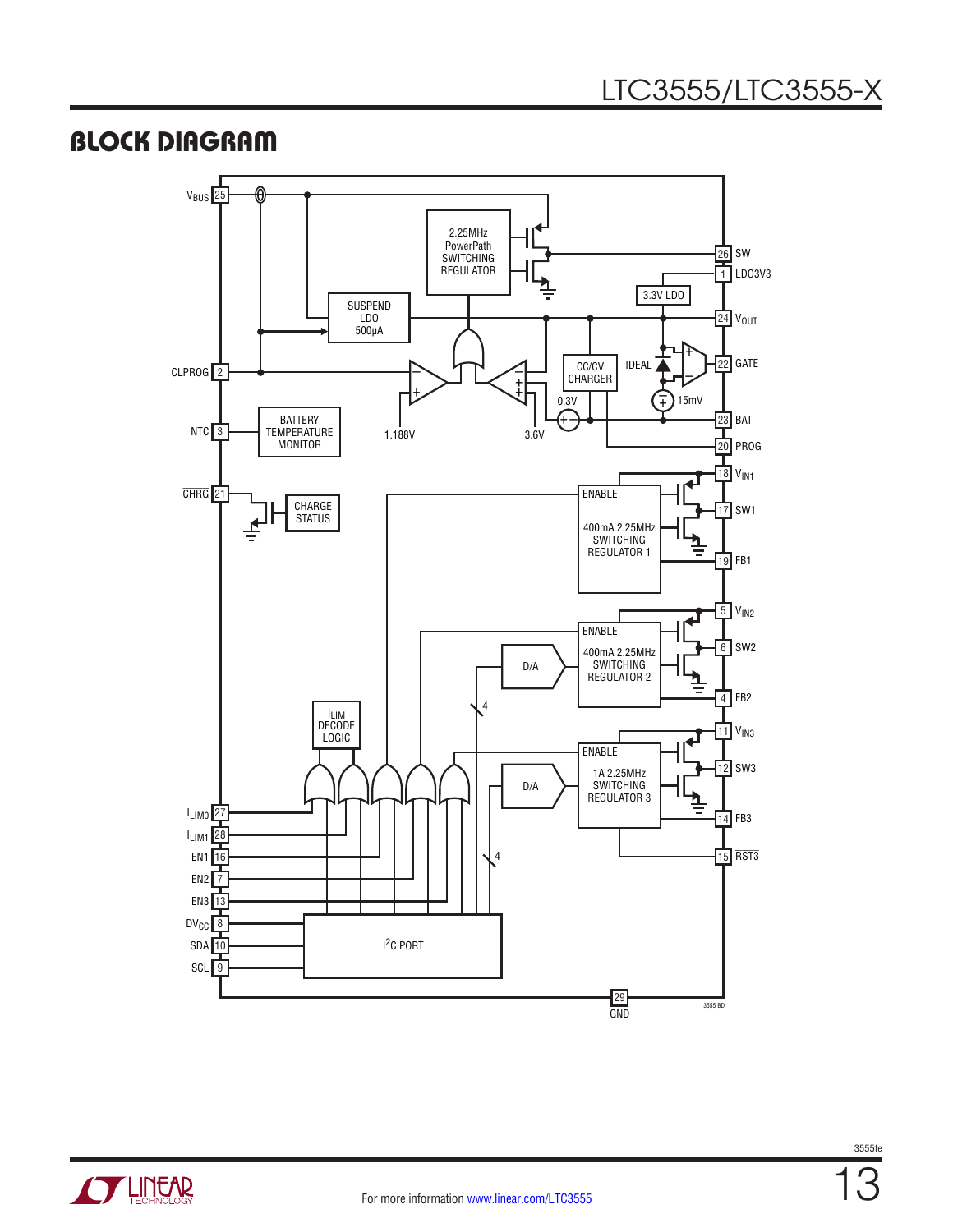## BLOCK DIAGRAM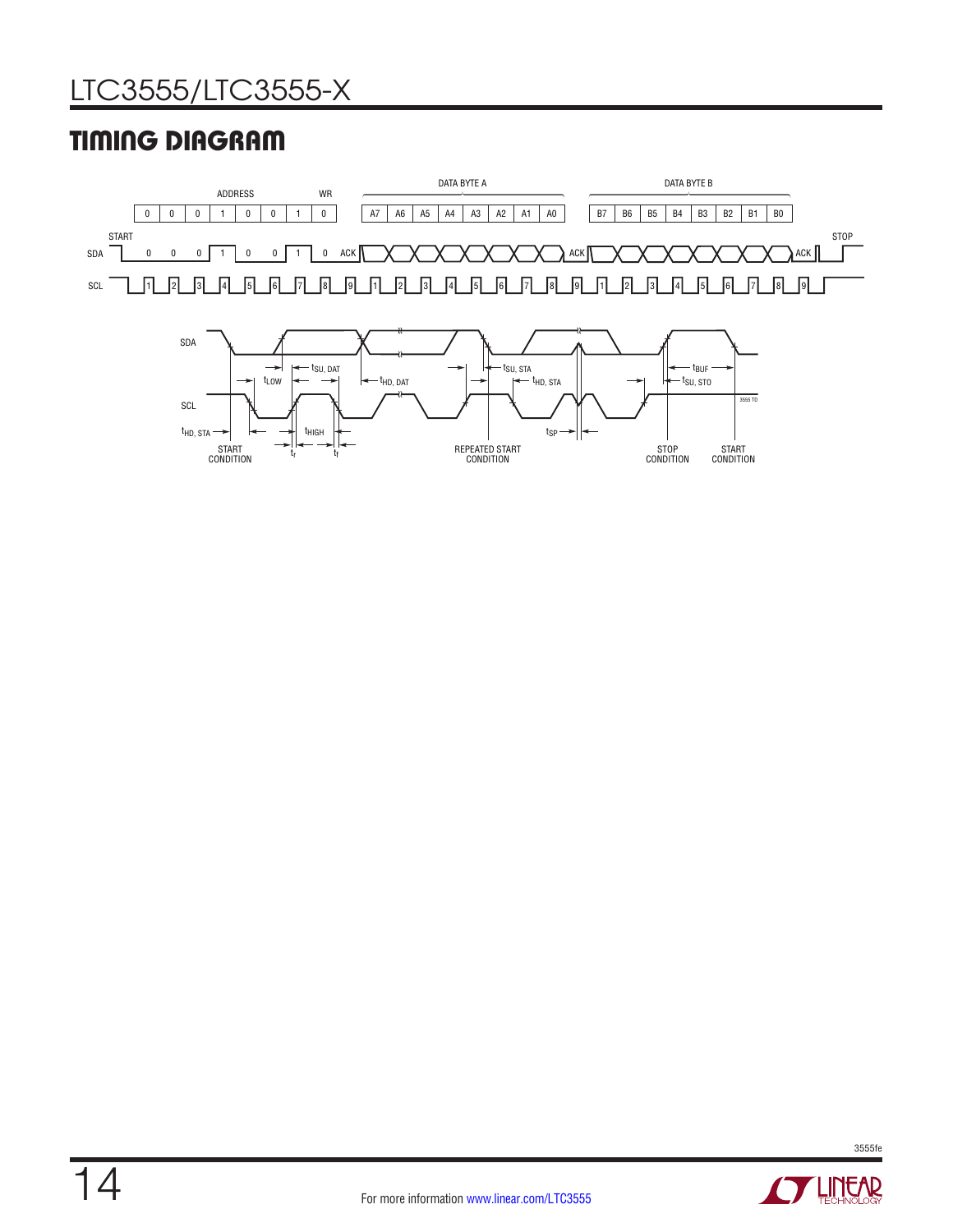## TIMING DIAGRAM

ADDRESS | WR | DATA BYTE A | DATA BYTE B

| 0 | 0 | 0 | 1 | 0 | 0 | 1 | 0 | | A7 | A6 | A5 | A4 | A3 | A2 | A1 | A0 | | B7 | B6 | B5 | B4 | B3 | B2 | B1 | B0 |
|---|---|---|---|---|---|---|---|---|---|---|---|---|---|---|---|---|---|---|---|---|---|---|---|---|---|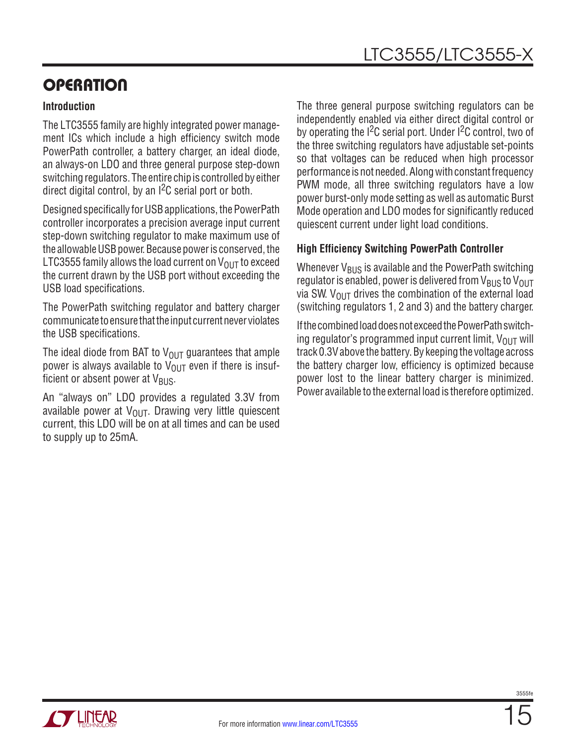## OPERATION

### Introduction

The LTC3555 family are highly integrated power management ICs which include a high efficiency switch mode PowerPath controller, a battery charger, an ideal diode, an always-on LDO and three general purpose step-down switching regulators. The entire chip is controlled by either direct digital control, by an $I^2C$ serial port or both.

Designed specifically for USB applications, the PowerPath controller incorporates a precision average input current step-down switching regulator to make maximum use of the allowable USB power. Because power is conserved, the LTC3555 family allows the load current on $V_{OUT}$ to exceed the current drawn by the USB port without exceeding the USB load specifications.

The PowerPath switching regulator and battery charger communicate to ensure that the input current never violates the USB specifications.

The ideal diode from BAT to $V_{OUT}$ guarantees that ample power is always available to $V_{OUT}$ even if there is insufficient or absent power at $V_{BUS}$.

An "always on" LDO provides a regulated 3.3V from available power at $V_{OUT}$. Drawing very little quiescent current, this LDO will be on at all times and can be used to supply up to 25mA.

The three general purpose switching regulators can be independently enabled via either direct digital control or by operating the $I^2C$ serial port. Under $I^2C$ control, two of the three switching regulators have adjustable set-points so that voltages can be reduced when high processor performance is not needed. Along with constant frequency PWM mode, all three switching regulators have a low power burst-only mode setting as well as automatic Burst Mode operation and LDO modes for significantly reduced quiescent current under light load conditions.

### High Efficiency Switching PowerPath Controller

Whenever $V_{BUS}$ is available and the PowerPath switching regulator is enabled, power is delivered from $V_{BUS}$ to $V_{OUT}$ via SW. $V_{OUT}$ drives the combination of the external load (switching regulators 1, 2 and 3) and the battery charger.

If the combined load does not exceed the PowerPath switching regulator's programmed input current limit, $V_{OUT}$ will track 0.3V above the battery. By keeping the voltage across the battery charger low, efficiency is optimized because power lost to the linear battery charger is minimized. Power available to the external load is therefore optimized.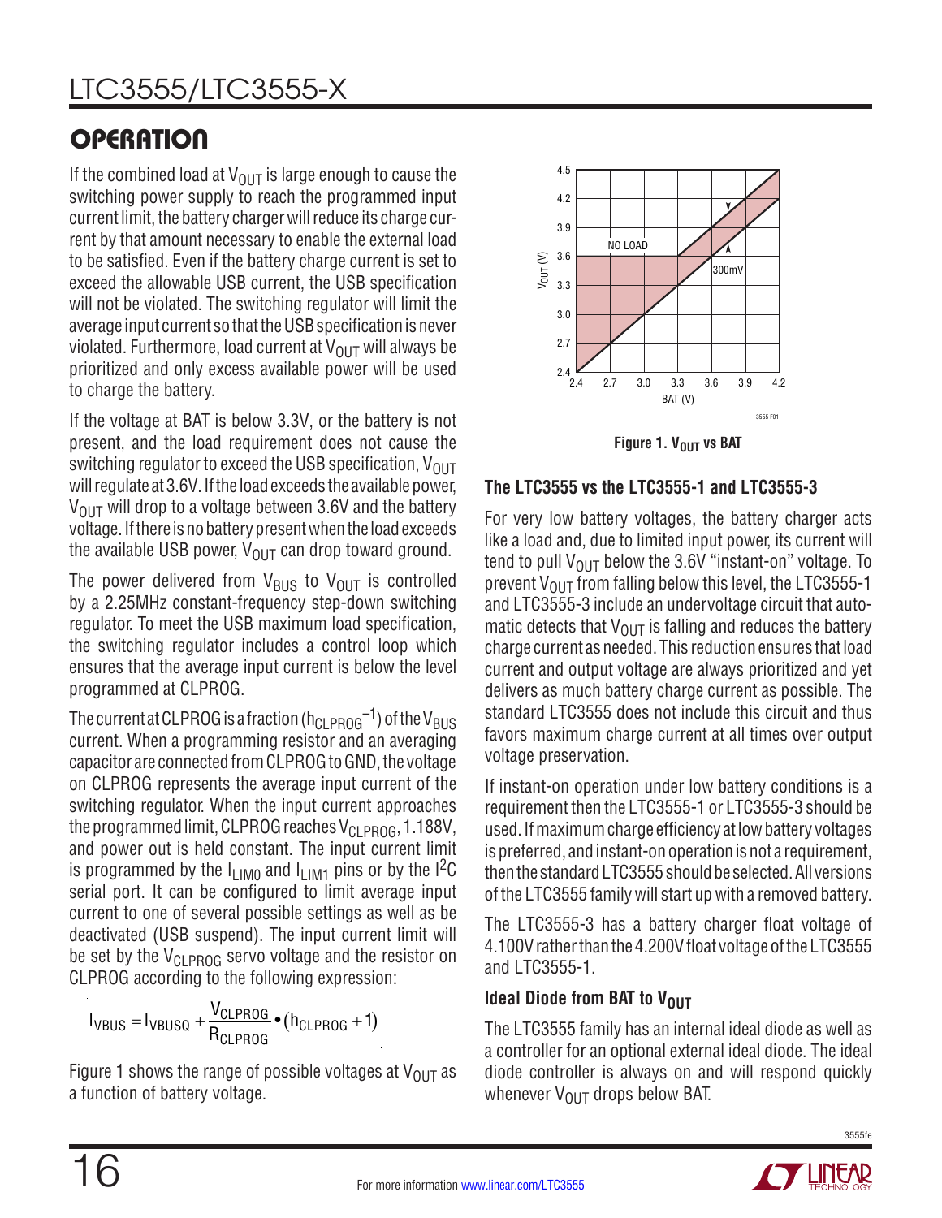## OPERATION

If the combined load at $V_{OUT}$ is large enough to cause the switching power supply to reach the programmed input current limit, the battery charger will reduce its charge current by that amount necessary to enable the external load to be satisfied. Even if the battery charge current is set to exceed the allowable USB current, the USB specification will not be violated. The switching regulator will limit the average input current so that the USB specification is never violated. Furthermore, load current at $V_{OUT}$ will always be prioritized and only excess available power will be used to charge the battery.

If the voltage at BAT is below 3.3V, or the battery is not present, and the load requirement does not cause the switching regulator to exceed the USB specification, $V_{OUT}$ will regulate at 3.6V. If the load exceeds the available power, $V_{OUT}$ will drop to a voltage between 3.6V and the battery voltage. If there is no battery present when the load exceeds the available USB power, $V_{OUT}$ can drop toward ground.

The power delivered from $V_{BUS}$ to $V_{OUT}$ is controlled by a 2.25MHz constant-frequency step-down switching regulator. To meet the USB maximum load specification, the switching regulator includes a control loop which ensures that the average input current is below the level programmed at CLPROG.

The current at CLPROG is a fraction ($h_{CLPROG}^{-1}$) of the $V_{BUS}$ current. When a programming resistor and an averaging capacitor are connected from CLPROG to GND, the voltage on CLPROG represents the average input current of the switching regulator. When the input current approaches the programmed limit, CLPROG reaches $V_{CLPROG}$, 1.188V, and power out is held constant. The input current limit is programmed by the $I_{LIM0}$ and $I_{LIM1}$ pins or by the $I^2C$ serial port. It can be configured to limit average input current to one of several possible settings as well as be deactivated (USB suspend). The input current limit will be set by the $V_{CLPROG}$ servo voltage and the resistor on CLPROG according to the following expression:

$$I_{VBUS} = I_{VBUSQ} + \frac{V_{CLPROG}}{R_{CLPROG}} \bullet (h_{CLPROG} + 1)$$

Figure 1 shows the range of possible voltages at $V_{OUT}$ as a function of battery voltage.

**Figure 1. $V_{OUT}$ vs BAT**

### The LTC3555 vs the LTC3555-1 and LTC3555-3

For very low battery voltages, the battery charger acts like a load and, due to limited input power, its current will tend to pull $V_{OUT}$ below the 3.6V "instant-on" voltage. To prevent $V_{OUT}$ from falling below this level, the LTC3555-1 and LTC3555-3 include an undervoltage circuit that automatic detects that $V_{OUT}$ is falling and reduces the battery charge current as needed. This reduction ensures that load current and output voltage are always prioritized and yet delivers as much battery charge current as possible. The standard LTC3555 does not include this circuit and thus favors maximum charge current at all times over output voltage preservation.

If instant-on operation under low battery conditions is a requirement then the LTC3555-1 or LTC3555-3 should be used. If maximum charge efficiency at low battery voltages is preferred, and instant-on operation is not a requirement, then the standard LTC3555 should be selected. All versions of the LTC3555 family will start up with a removed battery.

The LTC3555-3 has a battery charger float voltage of 4.100V rather than the 4.200V float voltage of the LTC3555 and LTC3555-1.

### Ideal Diode from BAT to $V_{OUT}$

The LTC3555 family has an internal ideal diode as well as a controller for an optional external ideal diode. The ideal diode controller is always on and will respond quickly whenever $V_{OUT}$ drops below BAT.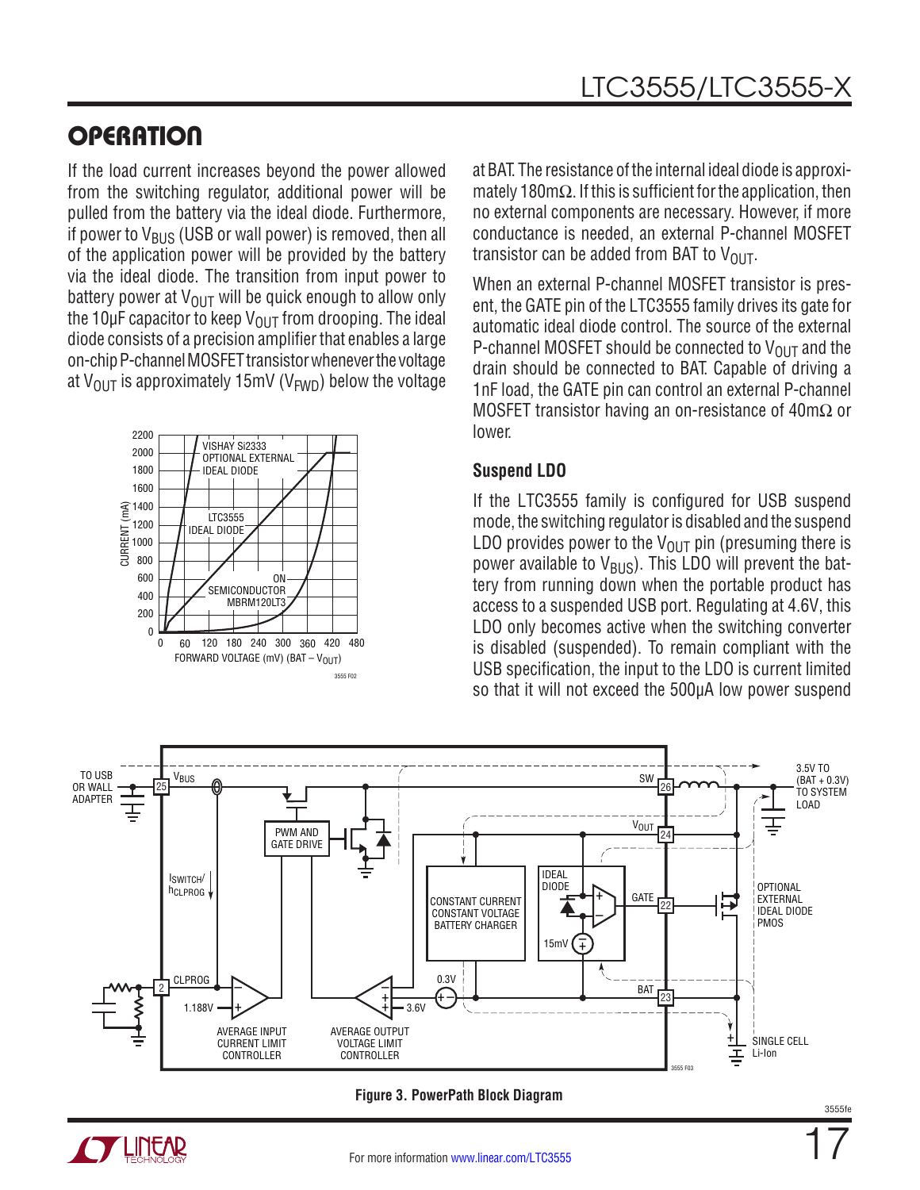## OPERATION

If the load current increases beyond the power allowed from the switching regulator, additional power will be pulled from the battery via the ideal diode. Furthermore, if power to $V_{BUS}$ (USB or wall power) is removed, then all of the application power will be provided by the battery via the ideal diode. The transition from input power to battery power at $V_{OUT}$ will be quick enough to allow only the 10µF capacitor to keep $V_{OUT}$ from drooping. The ideal diode consists of a precision amplifier that enables a large on-chip P-channel MOSFET transistor whenever the voltage at $V_{OUT}$ is approximately 15mV ($V_{FWD}$) below the voltage at BAT. The resistance of the internal ideal diode is approximately 180mΩ. If this is sufficient for the application, then no external components are necessary. However, if more conductance is needed, an external P-channel MOSFET transistor can be added from BAT to $V_{OUT}$.

When an external P-channel MOSFET transistor is present, the GATE pin of the LTC3555 family drives its gate for automatic ideal diode control. The source of the external P-channel MOSFET should be connected to $V_{OUT}$ and the drain should be connected to BAT. Capable of driving a 1nF load, the GATE pin can control an external P-channel MOSFET transistor having an on-resistance of 40mΩ or lower.

### Suspend LDO

If the LTC3555 family is configured for USB suspend mode, the switching regulator is disabled and the suspend LDO provides power to the $V_{OUT}$ pin (presuming there is power available to $V_{BUS}$). This LDO will prevent the battery from running down when the portable product has access to a suspended USB port. Regulating at 4.6V, this LDO only becomes active when the switching converter is disabled (suspended). To remain compliant with the USB specification, the input to the LDO is current limited so that it will not exceed the 500µA low power suspend

Figure 3. PowerPath Block Diagram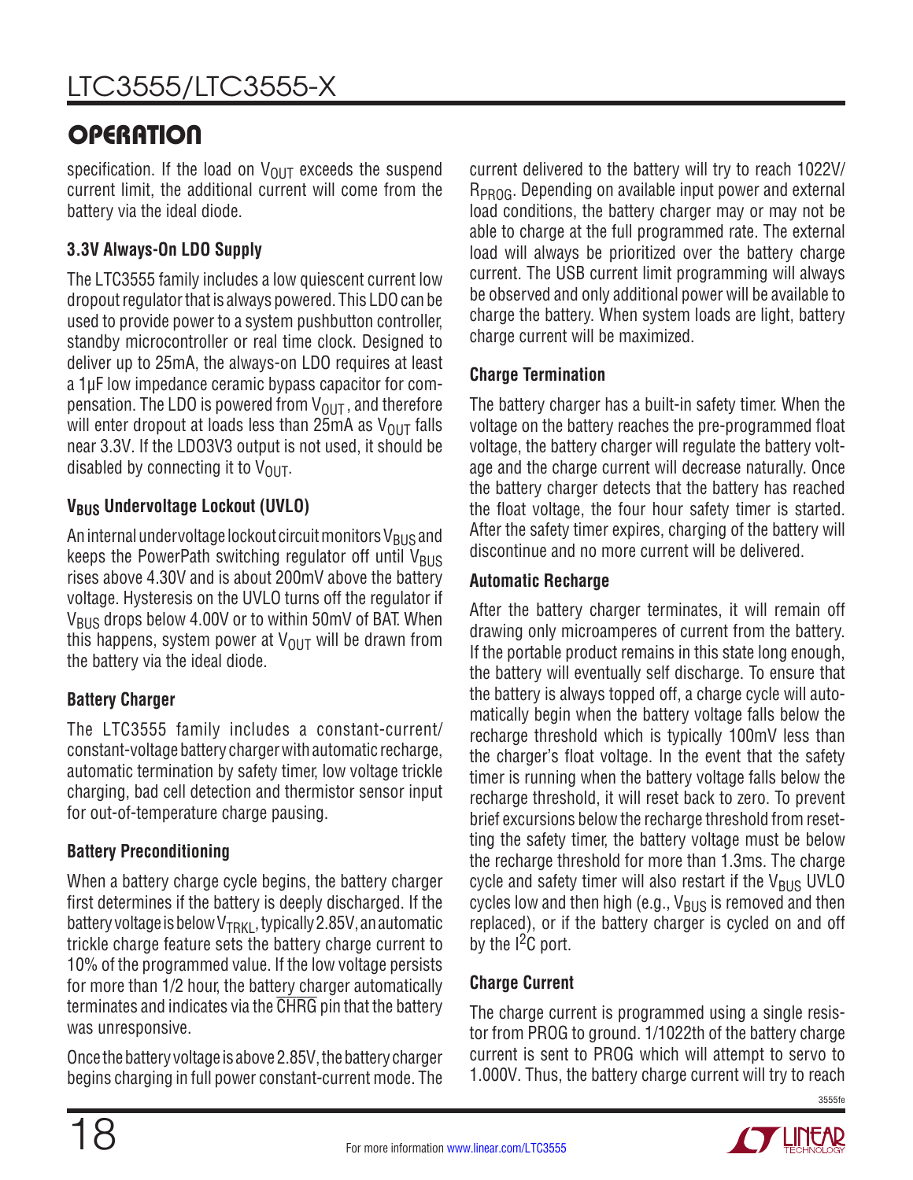specification. If the load on $V_{OUT}$ exceeds the suspend current limit, the additional current will come from the battery via the ideal diode.

### 3.3V Always-On LDO Supply

The LTC3555 family includes a low quiescent current low dropout regulator that is always powered. This LDO can be used to provide power to a system pushbutton controller, standby microcontroller or real time clock. Designed to deliver up to 25mA, the always-on LDO requires at least a 1µF low impedance ceramic bypass capacitor for compensation. The LDO is powered from $V_{OUT}$, and therefore will enter dropout at loads less than 25mA as $V_{OUT}$ falls near 3.3V. If the LDO3V3 output is not used, it should be disabled by connecting it to $V_{OUT}$.

### $V_{BUS}$ Undervoltage Lockout (UVLO)

An internal undervoltage lockout circuit monitors $V_{BUS}$ and keeps the PowerPath switching regulator off until $V_{BUS}$ rises above 4.30V and is about 200mV above the battery voltage. Hysteresis on the UVLO turns off the regulator if $V_{BUS}$ drops below 4.00V or to within 50mV of BAT. When this happens, system power at $V_{OUT}$ will be drawn from the battery via the ideal diode.

### Battery Charger

The LTC3555 family includes a constant-current/constant-voltage battery charger with automatic recharge, automatic termination by safety timer, low voltage trickle charging, bad cell detection and thermistor sensor input for out-of-temperature charge pausing.

### Battery Preconditioning

When a battery charge cycle begins, the battery charger first determines if the battery is deeply discharged. If the battery voltage is below $V_{TRKL}$, typically 2.85V, an automatic trickle charge feature sets the battery charge current to 10% of the programmed value. If the low voltage persists for more than 1/2 hour, the battery charger automatically terminates and indicates via the $\overline{CHRG}$ pin that the battery was unresponsive.

Once the battery voltage is above 2.85V, the battery charger begins charging in full power constant-current mode. The current delivered to the battery will try to reach $1022V/R_{PROG}$. Depending on available input power and external load conditions, the battery charger may or may not be able to charge at the full programmed rate. The external load will always be prioritized over the battery charge current. The USB current limit programming will always be observed and only additional power will be available to charge the battery. When system loads are light, battery charge current will be maximized.

### Charge Termination

The battery charger has a built-in safety timer. When the voltage on the battery reaches the pre-programmed float voltage, the battery charger will regulate the battery voltage and the charge current will decrease naturally. Once the battery charger detects that the battery has reached the float voltage, the four hour safety timer is started. After the safety timer expires, charging of the battery will discontinue and no more current will be delivered.

### Automatic Recharge

After the battery charger terminates, it will remain off drawing only microamperes of current from the battery. If the portable product remains in this state long enough, the battery will eventually self discharge. To ensure that the battery is always topped off, a charge cycle will automatically begin when the battery voltage falls below the recharge threshold which is typically 100mV less than the charger's float voltage. In the event that the safety timer is running when the battery voltage falls below the recharge threshold, it will reset back to zero. To prevent brief excursions below the recharge threshold from resetting the safety timer, the battery voltage must be below the recharge threshold for more than 1.3ms. The charge cycle and safety timer will also restart if the $V_{BUS}$ UVLO cycles low and then high (e.g., $V_{BUS}$ is removed and then replaced), or if the battery charger is cycled on and off by the $I^2C$ port.

### Charge Current

The charge current is programmed using a single resistor from PROG to ground. 1/1022th of the battery charge current is sent to PROG which will attempt to servo to 1.000V. Thus, the battery charge current will try to reach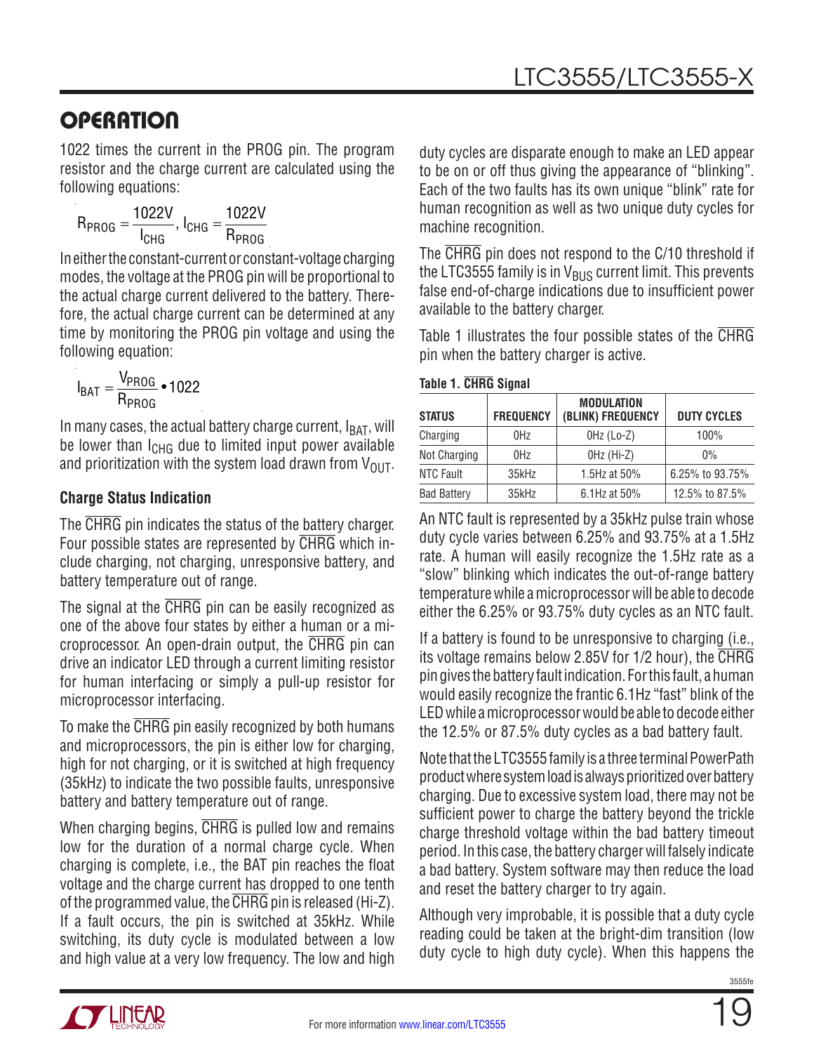## OPERATION

1022 times the current in the PROG pin. The program resistor and the charge current are calculated using the following equations:

$$R_{PROG} = \frac{1022V}{I_{CHG}},\ I_{CHG} = \frac{1022V}{R_{PROG}}$$

In either the constant-current or constant-voltage charging modes, the voltage at the PROG pin will be proportional to the actual charge current delivered to the battery. Therefore, the actual charge current can be determined at any time by monitoring the PROG pin voltage and using the following equation:

$$I_{BAT} = \frac{V_{PROG}}{R_{PROG}} \bullet 1022$$

In many cases, the actual battery charge current, $I_{BAT}$, will be lower than $I_{CHG}$ due to limited input power available and prioritization with the system load drawn from $V_{OUT}$.

### Charge Status Indication

The $\overline{CHRG}$ pin indicates the status of the battery charger. Four possible states are represented by $\overline{CHRG}$ which include charging, not charging, unresponsive battery, and battery temperature out of range.

The signal at the $\overline{CHRG}$ pin can be easily recognized as one of the above four states by either a human or a microprocessor. An open-drain output, the $\overline{CHRG}$ pin can drive an indicator LED through a current limiting resistor for human interfacing or simply a pull-up resistor for microprocessor interfacing.

To make the $\overline{CHRG}$ pin easily recognized by both humans and microprocessors, the pin is either low for charging, high for not charging, or it is switched at high frequency (35kHz) to indicate the two possible faults, unresponsive battery and battery temperature out of range.

When charging begins, $\overline{CHRG}$ is pulled low and remains low for the duration of a normal charge cycle. When charging is complete, i.e., the BAT pin reaches the float voltage and the charge current has dropped to one tenth of the programmed value, the $\overline{CHRG}$ pin is released (Hi-Z). If a fault occurs, the pin is switched at 35kHz. While switching, its duty cycle is modulated between a low and high value at a very low frequency. The low and high duty cycles are disparate enough to make an LED appear to be on or off thus giving the appearance of "blinking". Each of the two faults has its own unique "blink" rate for human recognition as well as two unique duty cycles for machine recognition.

The $\overline{CHRG}$ pin does not respond to the C/10 threshold if the LTC3555 family is in $V_{BUS}$ current limit. This prevents false end-of-charge indications due to insufficient power available to the battery charger.

Table 1 illustrates the four possible states of the $\overline{CHRG}$ pin when the battery charger is active.

**Table 1. $\overline{CHRG}$ Signal**

| STATUS | FREQUENCY | MODULATION (BLINK) FREQUENCY | DUTY CYCLES |
|---|---|---|---|
| Charging | 0Hz | 0Hz (Lo-Z) | 100% |
| Not Charging | 0Hz | 0Hz (Hi-Z) | 0% |
| NTC Fault | 35kHz | 1.5Hz at 50% | 6.25% to 93.75% |
| Bad Battery | 35kHz | 6.1Hz at 50% | 12.5% to 87.5% |

An NTC fault is represented by a 35kHz pulse train whose duty cycle varies between 6.25% and 93.75% at a 1.5Hz rate. A human will easily recognize the 1.5Hz rate as a "slow" blinking which indicates the out-of-range battery temperature while a microprocessor will be able to decode either the 6.25% or 93.75% duty cycles as an NTC fault.

If a battery is found to be unresponsive to charging (i.e., its voltage remains below 2.85V for 1/2 hour), the $\overline{CHRG}$ pin gives the battery fault indication. For this fault, a human would easily recognize the frantic 6.1Hz "fast" blink of the LED while a microprocessor would be able to decode either the 12.5% or 87.5% duty cycles as a bad battery fault.

Note that the LTC3555 family is a three terminal PowerPath product where system load is always prioritized over battery charging. Due to excessive system load, there may not be sufficient power to charge the battery beyond the trickle charge threshold voltage within the bad battery timeout period. In this case, the battery charger will falsely indicate a bad battery. System software may then reduce the load and reset the battery charger to try again.

Although very improbable, it is possible that a duty cycle reading could be taken at the bright-dim transition (low duty cycle to high duty cycle). When this happens the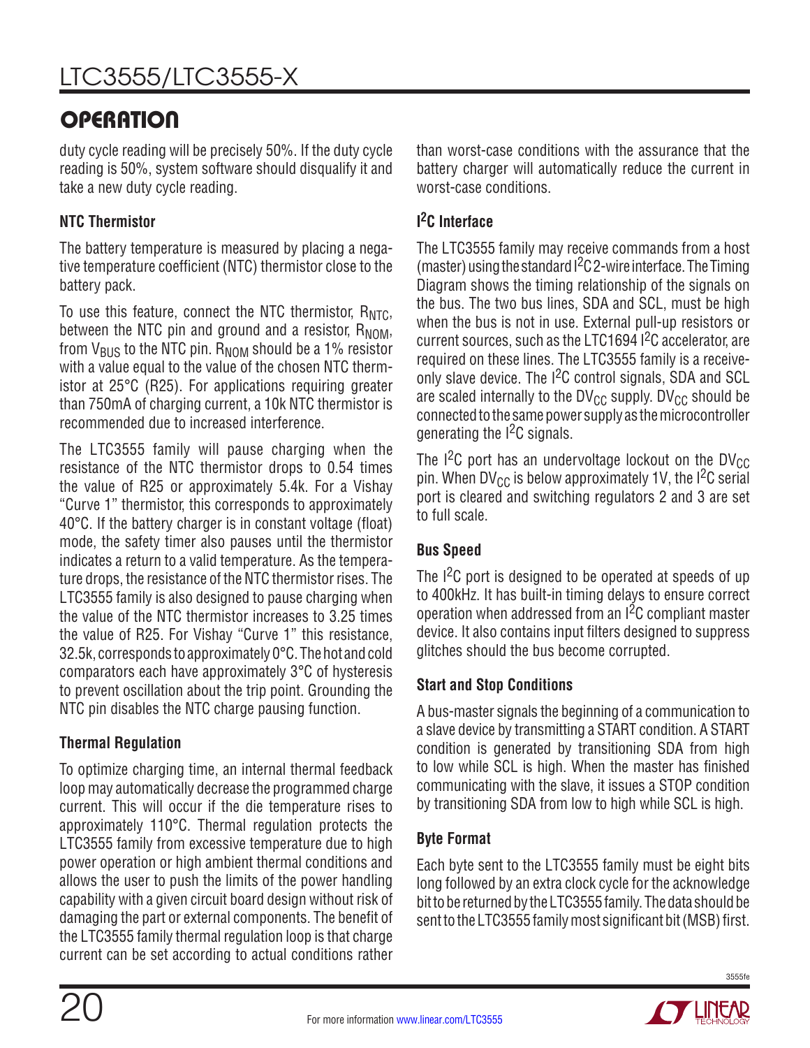## OPERATION

duty cycle reading will be precisely 50%. If the duty cycle reading is 50%, system software should disqualify it and take a new duty cycle reading.

### NTC Thermistor

The battery temperature is measured by placing a negative temperature coefficient (NTC) thermistor close to the battery pack.

To use this feature, connect the NTC thermistor, $R_{NTC}$, between the NTC pin and ground and a resistor, $R_{NOM}$, from $V_{BUS}$ to the NTC pin. $R_{NOM}$ should be a 1% resistor with a value equal to the value of the chosen NTC thermistor at 25°C (R25). For applications requiring greater than 750mA of charging current, a 10k NTC thermistor is recommended due to increased interference.

The LTC3555 family will pause charging when the resistance of the NTC thermistor drops to 0.54 times the value of R25 or approximately 5.4k. For a Vishay "Curve 1" thermistor, this corresponds to approximately 40°C. If the battery charger is in constant voltage (float) mode, the safety timer also pauses until the thermistor indicates a return to a valid temperature. As the temperature drops, the resistance of the NTC thermistor rises. The LTC3555 family is also designed to pause charging when the value of the NTC thermistor increases to 3.25 times the value of R25. For Vishay "Curve 1" this resistance, 32.5k, corresponds to approximately 0°C. The hot and cold comparators each have approximately 3°C of hysteresis to prevent oscillation about the trip point. Grounding the NTC pin disables the NTC charge pausing function.

### Thermal Regulation

To optimize charging time, an internal thermal feedback loop may automatically decrease the programmed charge current. This will occur if the die temperature rises to approximately 110°C. Thermal regulation protects the LTC3555 family from excessive temperature due to high power operation or high ambient thermal conditions and allows the user to push the limits of the power handling capability with a given circuit board design without risk of damaging the part or external components. The benefit of the LTC3555 family thermal regulation loop is that charge current can be set according to actual conditions rather than worst-case conditions with the assurance that the battery charger will automatically reduce the current in worst-case conditions.

### I²C Interface

The LTC3555 family may receive commands from a host (master) using the standard I²C 2-wire interface. The Timing Diagram shows the timing relationship of the signals on the bus. The two bus lines, SDA and SCL, must be high when the bus is not in use. External pull-up resistors or current sources, such as the LTC1694 I²C accelerator, are required on these lines. The LTC3555 family is a receive-only slave device. The I²C control signals, SDA and SCL are scaled internally to the $DV_{CC}$ supply. $DV_{CC}$ should be connected to the same power supply as the microcontroller generating the I²C signals.

The I²C port has an undervoltage lockout on the $DV_{CC}$ pin. When $DV_{CC}$ is below approximately 1V, the I²C serial port is cleared and switching regulators 2 and 3 are set to full scale.

### Bus Speed

The I²C port is designed to be operated at speeds of up to 400kHz. It has built-in timing delays to ensure correct operation when addressed from an I²C compliant master device. It also contains input filters designed to suppress glitches should the bus become corrupted.

### Start and Stop Conditions

A bus-master signals the beginning of a communication to a slave device by transmitting a START condition. A START condition is generated by transitioning SDA from high to low while SCL is high. When the master has finished communicating with the slave, it issues a STOP condition by transitioning SDA from low to high while SCL is high.

### Byte Format

Each byte sent to the LTC3555 family must be eight bits long followed by an extra clock cycle for the acknowledge bit to be returned by the LTC3555 family. The data should be sent to the LTC3555 family most significant bit (MSB) first.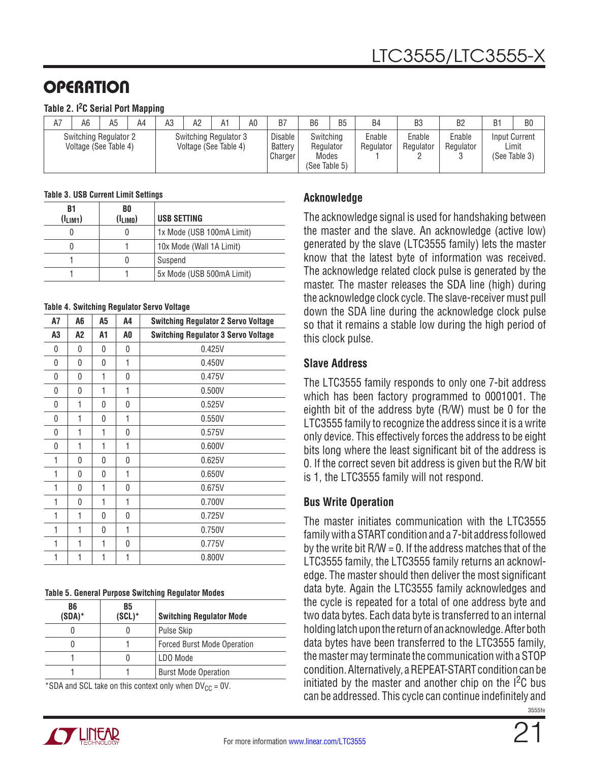## OPERATION

**Table 2. $I^2C$ Serial Port Mapping**

| A7 | A6 | A5 | A4 | A3 | A2 | A1 | A0 | B7 | B6 | B5 | B4 | B3 | B2 | B1 | B0 |
|---|---|---|---|---|---|---|---|---|---|---|---|---|---|---|---|
| Switching Regulator 2 Voltage (See Table 4) | | | | Switching Regulator 3 Voltage (See Table 4) | | | | Disable Battery Charger | Switching Regulator Modes (See Table 5) | | Enable Regulator 1 | Enable Regulator 2 | Enable Regulator 3 | Input Current Limit (See Table 3) | |

**Table 3. USB Current Limit Settings**

| B1 ($I_{LIM1}$) | B0 ($I_{LIM0}$) | USB SETTING |
|---|---|---|
| 0 | 0 | 1x Mode (USB 100mA Limit) |
| 0 | 1 | 10x Mode (Wall 1A Limit) |
| 1 | 0 | Suspend |
| 1 | 1 | 5x Mode (USB 500mA Limit) |

**Table 4. Switching Regulator Servo Voltage**

| A7 | A6 | A5 | A4 | Switching Regulator 2 Servo Voltage |
|---|---|---|---|---|
| **A3** | **A2** | **A1** | **A0** | **Switching Regulator 3 Servo Voltage** |
| 0 | 0 | 0 | 0 | 0.425V |
| 0 | 0 | 0 | 1 | 0.450V |
| 0 | 0 | 1 | 0 | 0.475V |
| 0 | 0 | 1 | 1 | 0.500V |
| 0 | 1 | 0 | 0 | 0.525V |
| 0 | 1 | 0 | 1 | 0.550V |
| 0 | 1 | 1 | 0 | 0.575V |
| 0 | 1 | 1 | 1 | 0.600V |
| 1 | 0 | 0 | 0 | 0.625V |
| 1 | 0 | 0 | 1 | 0.650V |
| 1 | 0 | 1 | 0 | 0.675V |
| 1 | 0 | 1 | 1 | 0.700V |
| 1 | 1 | 0 | 0 | 0.725V |
| 1 | 1 | 0 | 1 | 0.750V |
| 1 | 1 | 1 | 0 | 0.775V |
| 1 | 1 | 1 | 1 | 0.800V |

**Table 5. General Purpose Switching Regulator Modes**

| B6 (SDA)* | B5 (SCL)* | Switching Regulator Mode |
|---|---|---|
| 0 | 0 | Pulse Skip |
| 0 | 1 | Forced Burst Mode Operation |
| 1 | 0 | LDO Mode |
| 1 | 1 | Burst Mode Operation |

*SDA and SCL take on this context only when $DV_{CC}$ = 0V.

### Acknowledge

The acknowledge signal is used for handshaking between the master and the slave. An acknowledge (active low) generated by the slave (LTC3555 family) lets the master know that the latest byte of information was received. The acknowledge related clock pulse is generated by the master. The master releases the SDA line (high) during the acknowledge clock cycle. The slave-receiver must pull down the SDA line during the acknowledge clock pulse so that it remains a stable low during the high period of this clock pulse.

### Slave Address

The LTC3555 family responds to only one 7-bit address which has been factory programmed to 0001001. The eighth bit of the address byte (R/W) must be 0 for the LTC3555 family to recognize the address since it is a write only device. This effectively forces the address to be eight bits long where the least significant bit of the address is 0. If the correct seven bit address is given but the R/W bit is 1, the LTC3555 family will not respond.

### Bus Write Operation

The master initiates communication with the LTC3555 family with a START condition and a 7-bit address followed by the write bit R/W = 0. If the address matches that of the LTC3555 family, the LTC3555 family returns an acknowledge. The master should then deliver the most significant data byte. Again the LTC3555 family acknowledges and the cycle is repeated for a total of one address byte and two data bytes. Each data byte is transferred to an internal holding latch upon the return of an acknowledge. After both data bytes have been transferred to the LTC3555 family, the master may terminate the communication with a STOP condition. Alternatively, a REPEAT-START condition can be initiated by the master and another chip on the $I^2C$ bus can be addressed. This cycle can continue indefinitely and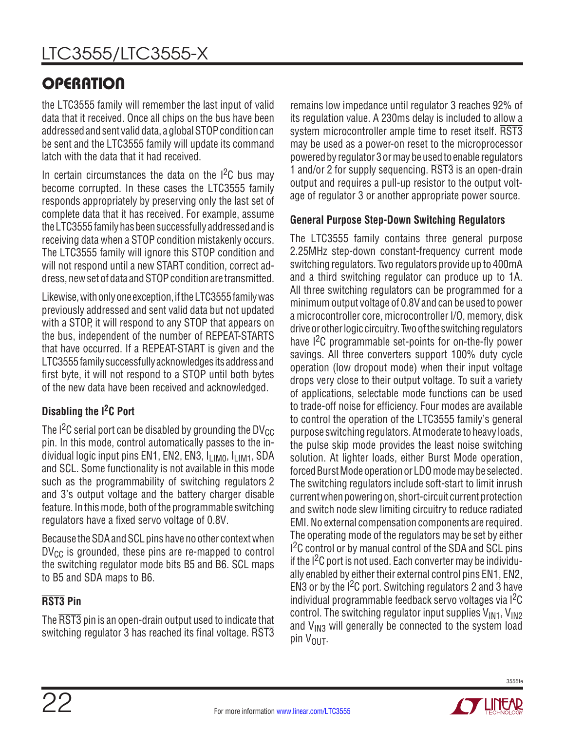## OPERATION

the LTC3555 family will remember the last input of valid data that it received. Once all chips on the bus have been addressed and sent valid data, a global STOP condition can be sent and the LTC3555 family will update its command latch with the data that it had received.

In certain circumstances the data on the $I^2C$ bus may become corrupted. In these cases the LTC3555 family responds appropriately by preserving only the last set of complete data that it has received. For example, assume the LTC3555 family has been successfully addressed and is receiving data when a STOP condition mistakenly occurs. The LTC3555 family will ignore this STOP condition and will not respond until a new START condition, correct address, new set of data and STOP condition are transmitted.

Likewise, with only one exception, if the LTC3555 family was previously addressed and sent valid data but not updated with a STOP, it will respond to any STOP that appears on the bus, independent of the number of REPEAT-STARTS that have occurred. If a REPEAT-START is given and the LTC3555 family successfully acknowledges its address and first byte, it will not respond to a STOP until both bytes of the new data have been received and acknowledged.

### Disabling the $I^2C$ Port

The $I^2C$ serial port can be disabled by grounding the $DV_{CC}$ pin. In this mode, control automatically passes to the individual logic input pins EN1, EN2, EN3, $I_{LIM0}$, $I_{LIM1}$, SDA and SCL. Some functionality is not available in this mode such as the programmability of switching regulators 2 and 3's output voltage and the battery charger disable feature. In this mode, both of the programmable switching regulators have a fixed servo voltage of 0.8V.

Because the SDA and SCL pins have no other context when $DV_{CC}$ is grounded, these pins are re-mapped to control the switching regulator mode bits B5 and B6. SCL maps to B5 and SDA maps to B6.

### $\overline{\text{RST3}}$ Pin

The $\overline{\text{RST3}}$ pin is an open-drain output used to indicate that switching regulator 3 has reached its final voltage. $\overline{\text{RST3}}$ remains low impedance until regulator 3 reaches 92% of its regulation value. A 230ms delay is included to allow a system microcontroller ample time to reset itself. $\overline{\text{RST3}}$ may be used as a power-on reset to the microprocessor powered by regulator 3 or may be used to enable regulators 1 and/or 2 for supply sequencing. $\overline{\text{RST3}}$ is an open-drain output and requires a pull-up resistor to the output voltage of regulator 3 or another appropriate power source.

### General Purpose Step-Down Switching Regulators

The LTC3555 family contains three general purpose 2.25MHz step-down constant-frequency current mode switching regulators. Two regulators provide up to 400mA and a third switching regulator can produce up to 1A. All three switching regulators can be programmed for a minimum output voltage of 0.8V and can be used to power a microcontroller core, microcontroller I/O, memory, disk drive or other logic circuitry. Two of the switching regulators have $I^2C$ programmable set-points for on-the-fly power savings. All three converters support 100% duty cycle operation (low dropout mode) when their input voltage drops very close to their output voltage. To suit a variety of applications, selectable mode functions can be used to trade-off noise for efficiency. Four modes are available to control the operation of the LTC3555 family's general purpose switching regulators. At moderate to heavy loads, the pulse skip mode provides the least noise switching solution. At lighter loads, either Burst Mode operation, forced Burst Mode operation or LDO mode may be selected. The switching regulators include soft-start to limit inrush current when powering on, short-circuit current protection and switch node slew limiting circuitry to reduce radiated EMI. No external compensation components are required. The operating mode of the regulators may be set by either $I^2C$ control or by manual control of the SDA and SCL pins if the $I^2C$ port is not used. Each converter may be individually enabled by either their external control pins EN1, EN2, EN3 or by the $I^2C$ port. Switching regulators 2 and 3 have individual programmable feedback servo voltages via $I^2C$ control. The switching regulator input supplies $V_{IN1}$, $V_{IN2}$ and $V_{IN3}$ will generally be connected to the system load pin $V_{OUT}$.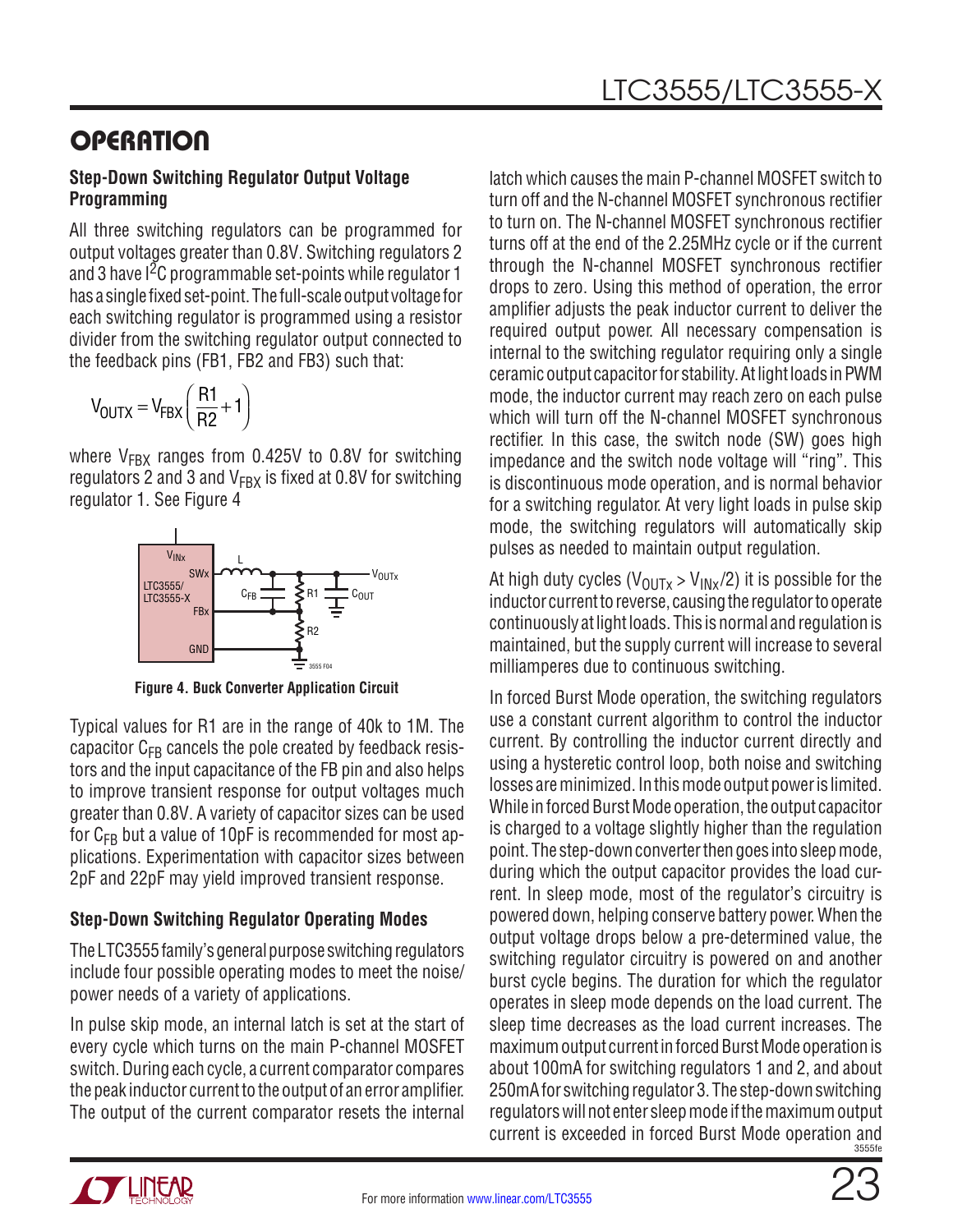## OPERATION

### Step-Down Switching Regulator Output Voltage Programming

All three switching regulators can be programmed for output voltages greater than 0.8V. Switching regulators 2 and 3 have I$^2$C programmable set-points while regulator 1 has a single fixed set-point. The full-scale output voltage for each switching regulator is programmed using a resistor divider from the switching regulator output connected to the feedback pins (FB1, FB2 and FB3) such that:

$$V_{OUTX} = V_{FBX}\left(\frac{R1}{R2}+1\right)$$

where $V_{FBX}$ ranges from 0.425V to 0.8V for switching regulators 2 and 3 and $V_{FBX}$ is fixed at 0.8V for switching regulator 1. See Figure 4

Figure 4. Buck Converter Application Circuit

Typical values for R1 are in the range of 40k to 1M. The capacitor $C_{FB}$ cancels the pole created by feedback resistors and the input capacitance of the FB pin and also helps to improve transient response for output voltages much greater than 0.8V. A variety of capacitor sizes can be used for $C_{FB}$ but a value of 10pF is recommended for most applications. Experimentation with capacitor sizes between 2pF and 22pF may yield improved transient response.

### Step-Down Switching Regulator Operating Modes

The LTC3555 family's general purpose switching regulators include four possible operating modes to meet the noise/power needs of a variety of applications.

In pulse skip mode, an internal latch is set at the start of every cycle which turns on the main P-channel MOSFET switch. During each cycle, a current comparator compares the peak inductor current to the output of an error amplifier. The output of the current comparator resets the internal latch which causes the main P-channel MOSFET switch to turn off and the N-channel MOSFET synchronous rectifier to turn on. The N-channel MOSFET synchronous rectifier turns off at the end of the 2.25MHz cycle or if the current through the N-channel MOSFET synchronous rectifier drops to zero. Using this method of operation, the error amplifier adjusts the peak inductor current to deliver the required output power. All necessary compensation is internal to the switching regulator requiring only a single ceramic output capacitor for stability. At light loads in PWM mode, the inductor current may reach zero on each pulse which will turn off the N-channel MOSFET synchronous rectifier. In this case, the switch node (SW) goes high impedance and the switch node voltage will "ring". This is discontinuous mode operation, and is normal behavior for a switching regulator. At very light loads in pulse skip mode, the switching regulators will automatically skip pulses as needed to maintain output regulation.

At high duty cycles ($V_{OUTx} > V_{INx}/2$) it is possible for the inductor current to reverse, causing the regulator to operate continuously at light loads. This is normal and regulation is maintained, but the supply current will increase to several milliamperes due to continuous switching.

In forced Burst Mode operation, the switching regulators use a constant current algorithm to control the inductor current. By controlling the inductor current directly and using a hysteretic control loop, both noise and switching losses are minimized. In this mode output power is limited. While in forced Burst Mode operation, the output capacitor is charged to a voltage slightly higher than the regulation point. The step-down converter then goes into sleep mode, during which the output capacitor provides the load current. In sleep mode, most of the regulator's circuitry is powered down, helping conserve battery power. When the output voltage drops below a pre-determined value, the switching regulator circuitry is powered on and another burst cycle begins. The duration for which the regulator operates in sleep mode depends on the load current. The sleep time decreases as the load current increases. The maximum output current in forced Burst Mode operation is about 100mA for switching regulators 1 and 2, and about 250mA for switching regulator 3. The step-down switching regulators will not enter sleep mode if the maximum output current is exceeded in forced Burst Mode operation and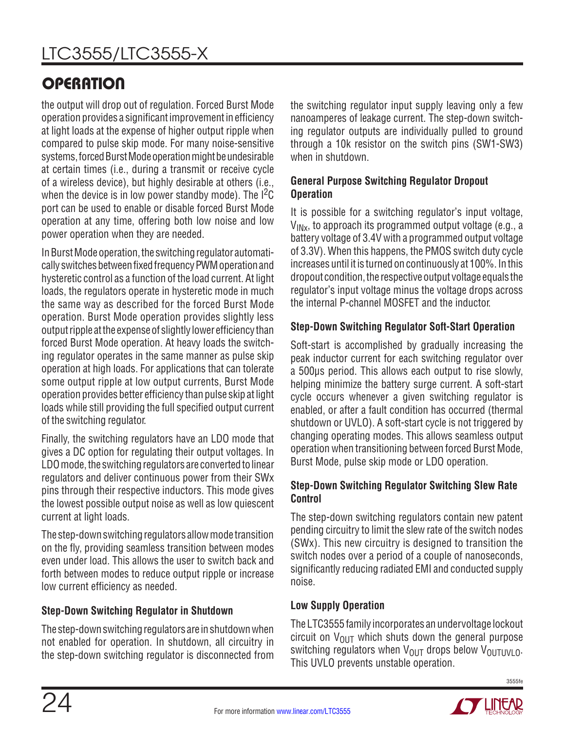## OPERATION

the output will drop out of regulation. Forced Burst Mode operation provides a significant improvement in efficiency at light loads at the expense of higher output ripple when compared to pulse skip mode. For many noise-sensitive systems, forced Burst Mode operation might be undesirable at certain times (i.e., during a transmit or receive cycle of a wireless device), but highly desirable at others (i.e., when the device is in low power standby mode). The $I^2C$ port can be used to enable or disable forced Burst Mode operation at any time, offering both low noise and low power operation when they are needed.

In Burst Mode operation, the switching regulator automatically switches between fixed frequency PWM operation and hysteretic control as a function of the load current. At light loads, the regulators operate in hysteretic mode in much the same way as described for the forced Burst Mode operation. Burst Mode operation provides slightly less output ripple at the expense of slightly lower efficiency than forced Burst Mode operation. At heavy loads the switching regulator operates in the same manner as pulse skip operation at high loads. For applications that can tolerate some output ripple at low output currents, Burst Mode operation provides better efficiency than pulse skip at light loads while still providing the full specified output current of the switching regulator.

Finally, the switching regulators have an LDO mode that gives a DC option for regulating their output voltages. In LDO mode, the switching regulators are converted to linear regulators and deliver continuous power from their SWx pins through their respective inductors. This mode gives the lowest possible output noise as well as low quiescent current at light loads.

The step-down switching regulators allow mode transition on the fly, providing seamless transition between modes even under load. This allows the user to switch back and forth between modes to reduce output ripple or increase low current efficiency as needed.

### Step-Down Switching Regulator in Shutdown

The step-down switching regulators are in shutdown when not enabled for operation. In shutdown, all circuitry in the step-down switching regulator is disconnected from the switching regulator input supply leaving only a few nanoamperes of leakage current. The step-down switching regulator outputs are individually pulled to ground through a 10k resistor on the switch pins (SW1-SW3) when in shutdown.

### General Purpose Switching Regulator Dropout Operation

It is possible for a switching regulator's input voltage, $V_{INx}$, to approach its programmed output voltage (e.g., a battery voltage of 3.4V with a programmed output voltage of 3.3V). When this happens, the PMOS switch duty cycle increases until it is turned on continuously at 100%. In this dropout condition, the respective output voltage equals the regulator's input voltage minus the voltage drops across the internal P-channel MOSFET and the inductor.

### Step-Down Switching Regulator Soft-Start Operation

Soft-start is accomplished by gradually increasing the peak inductor current for each switching regulator over a 500µs period. This allows each output to rise slowly, helping minimize the battery surge current. A soft-start cycle occurs whenever a given switching regulator is enabled, or after a fault condition has occurred (thermal shutdown or UVLO). A soft-start cycle is not triggered by changing operating modes. This allows seamless output operation when transitioning between forced Burst Mode, Burst Mode, pulse skip mode or LDO operation.

### Step-Down Switching Regulator Switching Slew Rate Control

The step-down switching regulators contain new patent pending circuitry to limit the slew rate of the switch nodes (SWx). This new circuitry is designed to transition the switch nodes over a period of a couple of nanoseconds, significantly reducing radiated EMI and conducted supply noise.

### Low Supply Operation

The LTC3555 family incorporates an undervoltage lockout circuit on $V_{OUT}$ which shuts down the general purpose switching regulators when $V_{OUT}$ drops below $V_{OUTUVLO}$. This UVLO prevents unstable operation.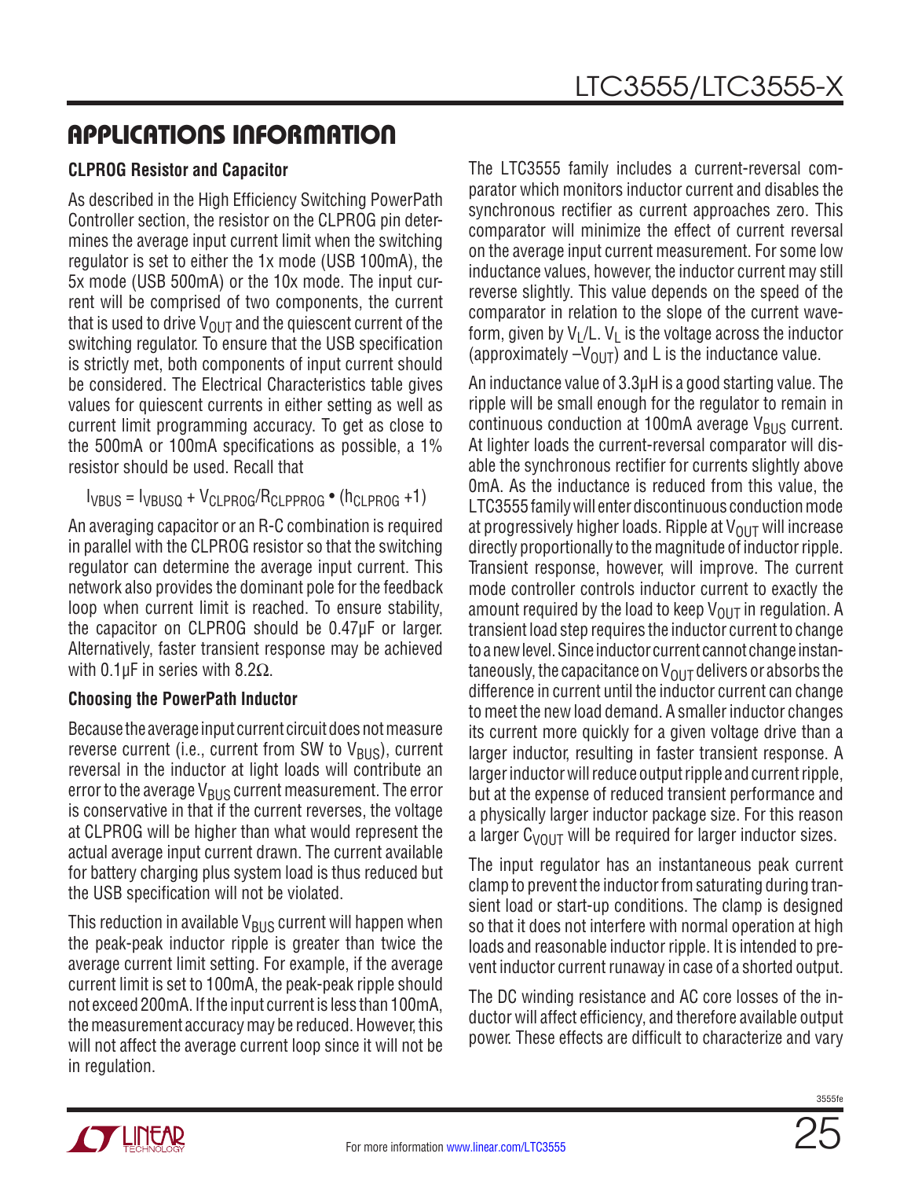## APPLICATIONS INFORMATION

### CLPROG Resistor and Capacitor

As described in the High Efficiency Switching PowerPath Controller section, the resistor on the CLPROG pin determines the average input current limit when the switching regulator is set to either the 1x mode (USB 100mA), the 5x mode (USB 500mA) or the 10x mode. The input current will be comprised of two components, the current that is used to drive $V_{OUT}$ and the quiescent current of the switching regulator. To ensure that the USB specification is strictly met, both components of input current should be considered. The Electrical Characteristics table gives values for quiescent currents in either setting as well as current limit programming accuracy. To get as close to the 500mA or 100mA specifications as possible, a 1% resistor should be used. Recall that

$$I_{VBUS} = I_{VBUSQ} + V_{CLPROG}/R_{CLPPROG} \bullet (h_{CLPROG} + 1)$$

An averaging capacitor or an R-C combination is required in parallel with the CLPROG resistor so that the switching regulator can determine the average input current. This network also provides the dominant pole for the feedback loop when current limit is reached. To ensure stability, the capacitor on CLPROG should be 0.47µF or larger. Alternatively, faster transient response may be achieved with 0.1µF in series with 8.2Ω.

### Choosing the PowerPath Inductor

Because the average input current circuit does not measure reverse current (i.e., current from SW to $V_{BUS}$), current reversal in the inductor at light loads will contribute an error to the average $V_{BUS}$ current measurement. The error is conservative in that if the current reverses, the voltage at CLPROG will be higher than what would represent the actual average input current drawn. The current available for battery charging plus system load is thus reduced but the USB specification will not be violated.

This reduction in available $V_{BUS}$ current will happen when the peak-peak inductor ripple is greater than twice the average current limit setting. For example, if the average current limit is set to 100mA, the peak-peak ripple should not exceed 200mA. If the input current is less than 100mA, the measurement accuracy may be reduced. However, this will not affect the average current loop since it will not be in regulation.

The LTC3555 family includes a current-reversal comparator which monitors inductor current and disables the synchronous rectifier as current approaches zero. This comparator will minimize the effect of current reversal on the average input current measurement. For some low inductance values, however, the inductor current may still reverse slightly. This value depends on the speed of the comparator in relation to the slope of the current waveform, given by $V_L/L$. $V_L$ is the voltage across the inductor (approximately $-V_{OUT}$) and L is the inductance value.

An inductance value of 3.3µH is a good starting value. The ripple will be small enough for the regulator to remain in continuous conduction at 100mA average $V_{BUS}$ current. At lighter loads the current-reversal comparator will disable the synchronous rectifier for currents slightly above 0mA. As the inductance is reduced from this value, the LTC3555 family will enter discontinuous conduction mode at progressively higher loads. Ripple at $V_{OUT}$ will increase directly proportionally to the magnitude of inductor ripple. Transient response, however, will improve. The current mode controller controls inductor current to exactly the amount required by the load to keep $V_{OUT}$ in regulation. A transient load step requires the inductor current to change to a new level. Since inductor current cannot change instantaneously, the capacitance on $V_{OUT}$ delivers or absorbs the difference in current until the inductor current can change to meet the new load demand. A smaller inductor changes its current more quickly for a given voltage drive than a larger inductor, resulting in faster transient response. A larger inductor will reduce output ripple and current ripple, but at the expense of reduced transient performance and a physically larger inductor package size. For this reason a larger $C_{VOUT}$ will be required for larger inductor sizes.

The input regulator has an instantaneous peak current clamp to prevent the inductor from saturating during transient load or start-up conditions. The clamp is designed so that it does not interfere with normal operation at high loads and reasonable inductor ripple. It is intended to prevent inductor current runaway in case of a shorted output.

The DC winding resistance and AC core losses of the inductor will affect efficiency, and therefore available output power. These effects are difficult to characterize and vary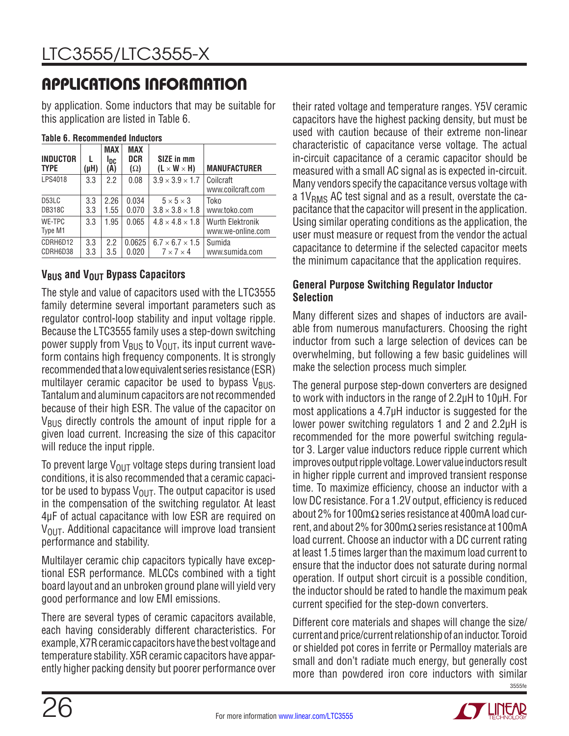## APPLICATIONS INFORMATION

by application. Some inductors that may be suitable for this application are listed in Table 6.

**Table 6. Recommended Inductors**

| INDUCTOR TYPE | L (μH) | MAX $I_{DC}$ (A) | MAX DCR (Ω) | SIZE in mm (L × W × H) | MANUFACTURER |
|---|---|---|---|---|---|
| LPS4018 | 3.3 | 2.2 | 0.08 | 3.9 × 3.9 × 1.7 | Coilcraft www.coilcraft.com |
| D53LC<br>DB318C | 3.3<br>3.3 | 2.26<br>1.55 | 0.034<br>0.070 | 5 × 5 × 3<br>3.8 × 3.8 × 1.8 | Toko www.toko.com |
| WE-TPC Type M1 | 3.3 | 1.95 | 0.065 | 4.8 × 4.8 × 1.8 | Wurth Elektronik www.we-online.com |
| CDRH6D12<br>CDRH6D38 | 3.3<br>3.3 | 2.2<br>3.5 | 0.0625<br>0.020 | 6.7 × 6.7 × 1.5<br>7 × 7 × 4 | Sumida www.sumida.com |

### $V_{BUS}$ and $V_{OUT}$ Bypass Capacitors

The style and value of capacitors used with the LTC3555 family determine several important parameters such as regulator control-loop stability and input voltage ripple. Because the LTC3555 family uses a step-down switching power supply from $V_{BUS}$ to $V_{OUT}$, its input current waveform contains high frequency components. It is strongly recommended that a low equivalent series resistance (ESR) multilayer ceramic capacitor be used to bypass $V_{BUS}$. Tantalum and aluminum capacitors are not recommended because of their high ESR. The value of the capacitor on $V_{BUS}$ directly controls the amount of input ripple for a given load current. Increasing the size of this capacitor will reduce the input ripple.

To prevent large $V_{OUT}$ voltage steps during transient load conditions, it is also recommended that a ceramic capacitor be used to bypass $V_{OUT}$. The output capacitor is used in the compensation of the switching regulator. At least 4μF of actual capacitance with low ESR are required on $V_{OUT}$. Additional capacitance will improve load transient performance and stability.

Multilayer ceramic chip capacitors typically have exceptional ESR performance. MLCCs combined with a tight board layout and an unbroken ground plane will yield very good performance and low EMI emissions.

There are several types of ceramic capacitors available, each having considerably different characteristics. For example, X7R ceramic capacitors have the best voltage and temperature stability. X5R ceramic capacitors have apparently higher packing density but poorer performance over their rated voltage and temperature ranges. Y5V ceramic capacitors have the highest packing density, but must be used with caution because of their extreme non-linear characteristic of capacitance verse voltage. The actual in-circuit capacitance of a ceramic capacitor should be measured with a small AC signal as is expected in-circuit. Many vendors specify the capacitance versus voltage with a $1V_{RMS}$ AC test signal and as a result, overstate the capacitance that the capacitor will present in the application. Using similar operating conditions as the application, the user must measure or request from the vendor the actual capacitance to determine if the selected capacitor meets the minimum capacitance that the application requires.

### General Purpose Switching Regulator Inductor Selection

Many different sizes and shapes of inductors are available from numerous manufacturers. Choosing the right inductor from such a large selection of devices can be overwhelming, but following a few basic guidelines will make the selection process much simpler.

The general purpose step-down converters are designed to work with inductors in the range of 2.2μH to 10μH. For most applications a 4.7μH inductor is suggested for the lower power switching regulators 1 and 2 and 2.2μH is recommended for the more powerful switching regulator 3. Larger value inductors reduce ripple current which improves output ripple voltage. Lower value inductors result in higher ripple current and improved transient response time. To maximize efficiency, choose an inductor with a low DC resistance. For a 1.2V output, efficiency is reduced about 2% for 100mΩ series resistance at 400mA load current, and about 2% for 300mΩ series resistance at 100mA load current. Choose an inductor with a DC current rating at least 1.5 times larger than the maximum load current to ensure that the inductor does not saturate during normal operation. If output short circuit is a possible condition, the inductor should be rated to handle the maximum peak current specified for the step-down converters.

Different core materials and shapes will change the size/current and price/current relationship of an inductor. Toroid or shielded pot cores in ferrite or Permalloy materials are small and don't radiate much energy, but generally cost more than powdered iron core inductors with similar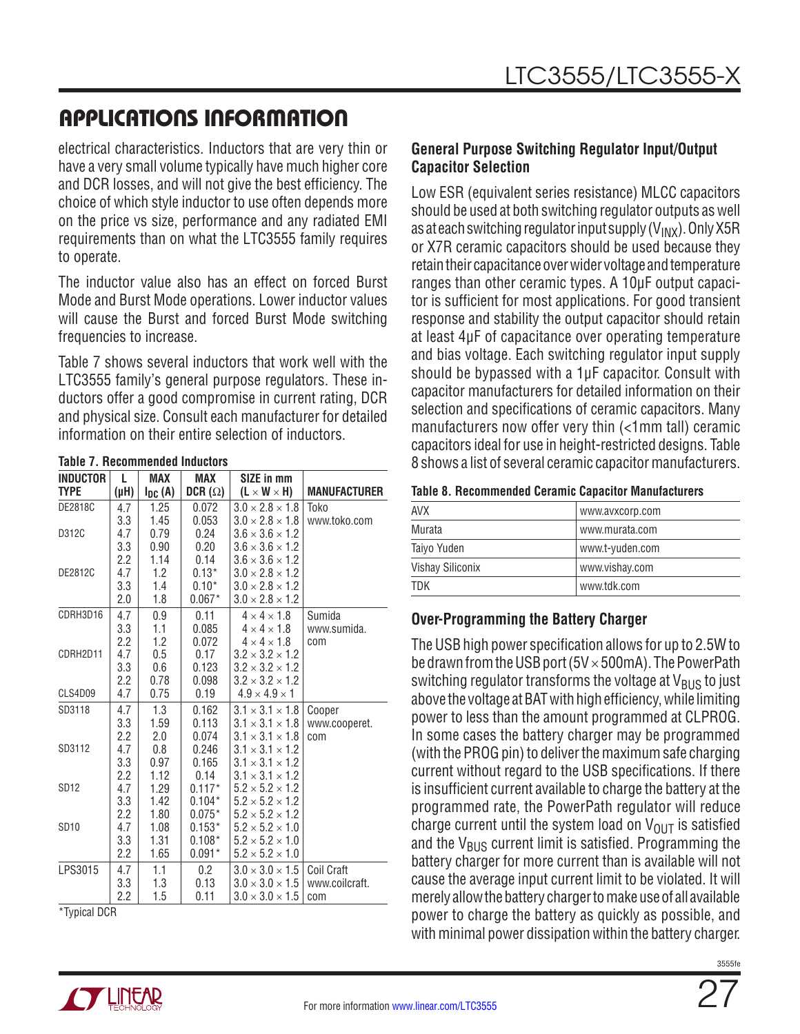## APPLICATIONS INFORMATION

electrical characteristics. Inductors that are very thin or have a very small volume typically have much higher core and DCR losses, and will not give the best efficiency. The choice of which style inductor to use often depends more on the price vs size, performance and any radiated EMI requirements than on what the LTC3555 family requires to operate.

The inductor value also has an effect on forced Burst Mode and Burst Mode operations. Lower inductor values will cause the Burst and forced Burst Mode switching frequencies to increase.

Table 7 shows several inductors that work well with the LTC3555 family's general purpose regulators. These inductors offer a good compromise in current rating, DCR and physical size. Consult each manufacturer for detailed information on their entire selection of inductors.

**Table 7. Recommended Inductors**

| INDUCTOR TYPE | L (μH) | MAX $I_{DC}$ (A) | MAX DCR (Ω) | SIZE in mm (L × W × H) | MANUFACTURER |
|---|---|---|---|---|---|
| DE2818C | 4.7 | 1.25 | 0.072 | 3.0 × 2.8 × 1.8 | Toko |
| | 3.3 | 1.45 | 0.053 | 3.0 × 2.8 × 1.8 | www.toko.com |
| D312C | 4.7 | 0.79 | 0.24 | 3.6 × 3.6 × 1.2 | |
| | 3.3 | 0.90 | 0.20 | 3.6 × 3.6 × 1.2 | |
| | 2.2 | 1.14 | 0.14 | 3.6 × 3.6 × 1.2 | |
| DE2812C | 4.7 | 1.2 | 0.13* | 3.0 × 2.8 × 1.2 | |
| | 3.3 | 1.4 | 0.10* | 3.0 × 2.8 × 1.2 | |
| | 2.0 | 1.8 | 0.067* | 3.0 × 2.8 × 1.2 | |
| CDRH3D16 | 4.7 | 0.9 | 0.11 | 4 × 4 × 1.8 | Sumida |
| | 3.3 | 1.1 | 0.085 | 4 × 4 × 1.8 | www.sumida. |
| | 2.2 | 1.2 | 0.072 | 4 × 4 × 1.8 | com |
| CDRH2D11 | 4.7 | 0.5 | 0.17 | 3.2 × 3.2 × 1.2 | |
| | 3.3 | 0.6 | 0.123 | 3.2 × 3.2 × 1.2 | |
| | 2.2 | 0.78 | 0.098 | 3.2 × 3.2 × 1.2 | |
| CLS4D09 | 4.7 | 0.75 | 0.19 | 4.9 × 4.9 × 1 | |
| SD3118 | 4.7 | 1.3 | 0.162 | 3.1 × 3.1 × 1.8 | Cooper |
| | 3.3 | 1.59 | 0.113 | 3.1 × 3.1 × 1.8 | www.cooperet. |
| | 2.2 | 2.0 | 0.074 | 3.1 × 3.1 × 1.8 | com |
| SD3112 | 4.7 | 0.8 | 0.246 | 3.1 × 3.1 × 1.2 | |
| | 3.3 | 0.97 | 0.165 | 3.1 × 3.1 × 1.2 | |
| | 2.2 | 1.12 | 0.14 | 3.1 × 3.1 × 1.2 | |
| SD12 | 4.7 | 1.29 | 0.117* | 5.2 × 5.2 × 1.2 | |
| | 3.3 | 1.42 | 0.104* | 5.2 × 5.2 × 1.2 | |
| | 2.2 | 1.80 | 0.075* | 5.2 × 5.2 × 1.2 | |
| SD10 | 4.7 | 1.08 | 0.153* | 5.2 × 5.2 × 1.0 | |
| | 3.3 | 1.31 | 0.108* | 5.2 × 5.2 × 1.0 | |
| | 2.2 | 1.65 | 0.091* | 5.2 × 5.2 × 1.0 | |
| LPS3015 | 4.7 | 1.1 | 0.2 | 3.0 × 3.0 × 1.5 | Coil Craft |
| | 3.3 | 1.3 | 0.13 | 3.0 × 3.0 × 1.5 | www.coilcraft. |
| | 2.2 | 1.5 | 0.11 | 3.0 × 3.0 × 1.5 | com |

*Typical DCR

### General Purpose Switching Regulator Input/Output Capacitor Selection

Low ESR (equivalent series resistance) MLCC capacitors should be used at both switching regulator outputs as well as at each switching regulator input supply ($V_{INX}$). Only X5R or X7R ceramic capacitors should be used because they retain their capacitance over wider voltage and temperature ranges than other ceramic types. A 10μF output capacitor is sufficient for most applications. For good transient response and stability the output capacitor should retain at least 4μF of capacitance over operating temperature and bias voltage. Each switching regulator input supply should be bypassed with a 1μF capacitor. Consult with capacitor manufacturers for detailed information on their selection and specifications of ceramic capacitors. Many manufacturers now offer very thin (<1mm tall) ceramic capacitors ideal for use in height-restricted designs. Table 8 shows a list of several ceramic capacitor manufacturers.

**Table 8. Recommended Ceramic Capacitor Manufacturers**

| | |
|---|---|
| AVX | www.avxcorp.com |
| Murata | www.murata.com |
| Taiyo Yuden | www.t-yuden.com |
| Vishay Siliconix | www.vishay.com |
| TDK | www.tdk.com |

### Over-Programming the Battery Charger

The USB high power specification allows for up to 2.5W to be drawn from the USB port (5V × 500mA). The PowerPath switching regulator transforms the voltage at $V_{BUS}$ to just above the voltage at BAT with high efficiency, while limiting power to less than the amount programmed at CLPROG. In some cases the battery charger may be programmed (with the PROG pin) to deliver the maximum safe charging current without regard to the USB specifications. If there is insufficient current available to charge the battery at the programmed rate, the PowerPath regulator will reduce charge current until the system load on $V_{OUT}$ is satisfied and the $V_{BUS}$ current limit is satisfied. Programming the battery charger for more current than is available will not cause the average input current limit to be violated. It will merely allow the battery charger to make use of all available power to charge the battery as quickly as possible, and with minimal power dissipation within the battery charger.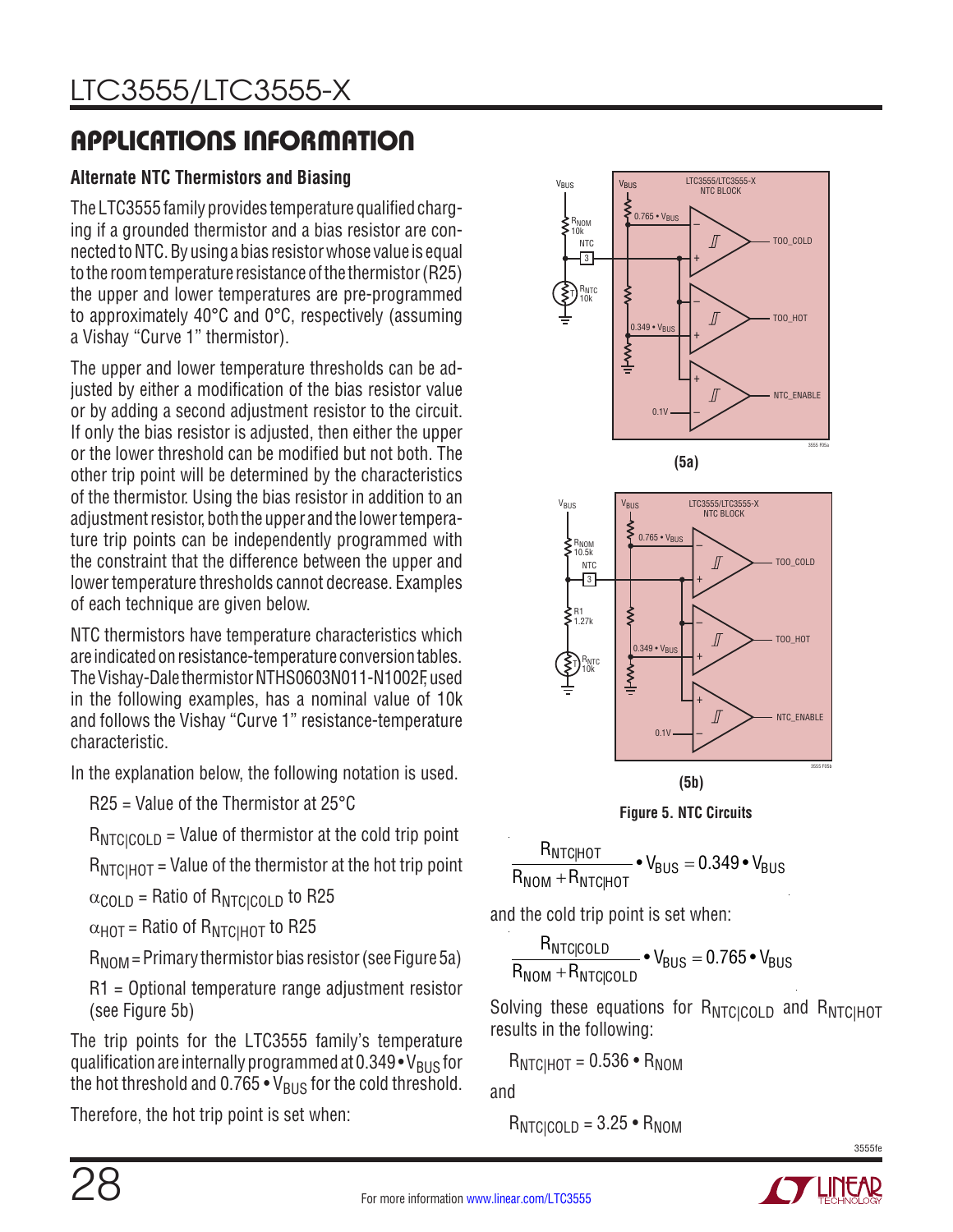## APPLICATIONS INFORMATION

### Alternate NTC Thermistors and Biasing

The LTC3555 family provides temperature qualified charging if a grounded thermistor and a bias resistor are connected to NTC. By using a bias resistor whose value is equal to the room temperature resistance of the thermistor (R25) the upper and lower temperatures are pre-programmed to approximately 40°C and 0°C, respectively (assuming a Vishay "Curve 1" thermistor).

The upper and lower temperature thresholds can be adjusted by either a modification of the bias resistor value or by adding a second adjustment resistor to the circuit. If only the bias resistor is adjusted, then either the upper or the lower threshold can be modified but not both. The other trip point will be determined by the characteristics of the thermistor. Using the bias resistor in addition to an adjustment resistor, both the upper and the lower temperature trip points can be independently programmed with the constraint that the difference between the upper and lower temperature thresholds cannot decrease. Examples of each technique are given below.

NTC thermistors have temperature characteristics which are indicated on resistance-temperature conversion tables. The Vishay-Dale thermistor NTHS0603N011-N1002F, used in the following examples, has a nominal value of 10k and follows the Vishay "Curve 1" resistance-temperature characteristic.

In the explanation below, the following notation is used.

R25 = Value of the Thermistor at 25°C

$R_{NTC|COLD}$ = Value of thermistor at the cold trip point

$R_{NTC|HOT}$ = Value of the thermistor at the hot trip point

$\alpha_{COLD}$ = Ratio of $R_{NTC|COLD}$ to R25

$\alpha_{HOT}$ = Ratio of $R_{NTC|HOT}$ to R25

$R_{NOM}$ = Primary thermistor bias resistor (see Figure 5a)

R1 = Optional temperature range adjustment resistor (see Figure 5b)

The trip points for the LTC3555 family's temperature qualification are internally programmed at $0.349 \cdot V_{BUS}$ for the hot threshold and $0.765 \cdot V_{BUS}$ for the cold threshold.

Therefore, the hot trip point is set when:

$$\frac{R_{NTC|HOT}}{R_{NOM} + R_{NTC|HOT}} \cdot V_{BUS} = 0.349 \cdot V_{BUS}$$

and the cold trip point is set when:

$$\frac{R_{NTC|COLD}}{R_{NOM} + R_{NTC|COLD}} \cdot V_{BUS} = 0.765 \cdot V_{BUS}$$

Solving these equations for $R_{NTC|COLD}$ and $R_{NTC|HOT}$ results in the following:

$$R_{NTC|HOT} = 0.536 \cdot R_{NOM}$$

and

$$R_{NTC|COLD} = 3.25 \cdot R_{NOM}$$

(5a)

(5b)

**Figure 5. NTC Circuits**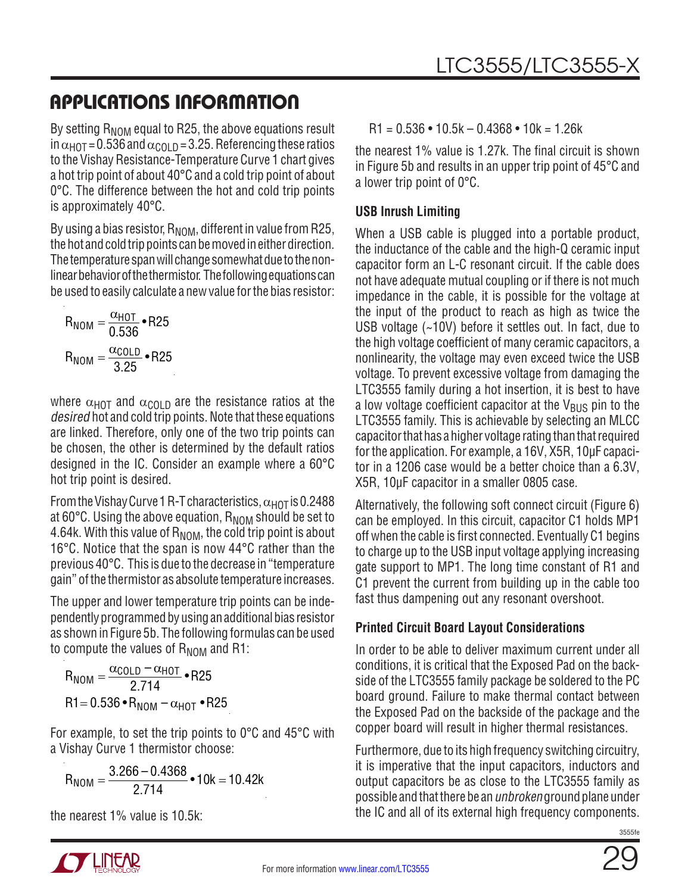## APPLICATIONS INFORMATION

By setting $R_{NOM}$ equal to R25, the above equations result in $\alpha_{HOT} = 0.536$ and $\alpha_{COLD} = 3.25$. Referencing these ratios to the Vishay Resistance-Temperature Curve 1 chart gives a hot trip point of about 40°C and a cold trip point of about 0°C. The difference between the hot and cold trip points is approximately 40°C.

By using a bias resistor, $R_{NOM}$, different in value from R25, the hot and cold trip points can be moved in either direction. The temperature span will change somewhat due to the non-linear behavior of the thermistor. The following equations can be used to easily calculate a new value for the bias resistor:

$$R_{NOM} = \frac{\alpha_{HOT}}{0.536} \cdot R25$$

$$R_{NOM} = \frac{\alpha_{COLD}}{3.25} \cdot R25$$

where $\alpha_{HOT}$ and $\alpha_{COLD}$ are the resistance ratios at the *desired* hot and cold trip points. Note that these equations are linked. Therefore, only one of the two trip points can be chosen, the other is determined by the default ratios designed in the IC. Consider an example where a 60°C hot trip point is desired.

From the Vishay Curve 1 R-T characteristics, $\alpha_{HOT}$ is 0.2488 at 60°C. Using the above equation, $R_{NOM}$ should be set to 4.64k. With this value of $R_{NOM}$, the cold trip point is about 16°C. Notice that the span is now 44°C rather than the previous 40°C. This is due to the decrease in "temperature gain" of the thermistor as absolute temperature increases.

The upper and lower temperature trip points can be independently programmed by using an additional bias resistor as shown in Figure 5b. The following formulas can be used to compute the values of $R_{NOM}$ and R1:

$$R_{NOM} = \frac{\alpha_{COLD} - \alpha_{HOT}}{2.714} \cdot R25$$

$$R1 = 0.536 \cdot R_{NOM} - \alpha_{HOT} \cdot R25$$

For example, to set the trip points to 0°C and 45°C with a Vishay Curve 1 thermistor choose:

$$R_{NOM} = \frac{3.266 - 0.4368}{2.714} \cdot 10k = 10.42k$$

the nearest 1% value is 10.5k:

$$R1 = 0.536 \cdot 10.5k - 0.4368 \cdot 10k = 1.26k$$

the nearest 1% value is 1.27k. The final circuit is shown in Figure 5b and results in an upper trip point of 45°C and a lower trip point of 0°C.

### USB Inrush Limiting

When a USB cable is plugged into a portable product, the inductance of the cable and the high-Q ceramic input capacitor form an L-C resonant circuit. If the cable does not have adequate mutual coupling or if there is not much impedance in the cable, it is possible for the voltage at the input of the product to reach as high as twice the USB voltage (~10V) before it settles out. In fact, due to the high voltage coefficient of many ceramic capacitors, a nonlinearity, the voltage may even exceed twice the USB voltage. To prevent excessive voltage from damaging the LTC3555 family during a hot insertion, it is best to have a low voltage coefficient capacitor at the $V_{BUS}$ pin to the LTC3555 family. This is achievable by selecting an MLCC capacitor that has a higher voltage rating than that required for the application. For example, a 16V, X5R, 10µF capacitor in a 1206 case would be a better choice than a 6.3V, X5R, 10µF capacitor in a smaller 0805 case.

Alternatively, the following soft connect circuit (Figure 6) can be employed. In this circuit, capacitor C1 holds MP1 off when the cable is first connected. Eventually C1 begins to charge up to the USB input voltage applying increasing gate support to MP1. The long time constant of R1 and C1 prevent the current from building up in the cable too fast thus dampening out any resonant overshoot.

### Printed Circuit Board Layout Considerations

In order to be able to deliver maximum current under all conditions, it is critical that the Exposed Pad on the backside of the LTC3555 family package be soldered to the PC board ground. Failure to make thermal contact between the Exposed Pad on the backside of the package and the copper board will result in higher thermal resistances.

Furthermore, due to its high frequency switching circuitry, it is imperative that the input capacitors, inductors and output capacitors be as close to the LTC3555 family as possible and that there be an *unbroken* ground plane under the IC and all of its external high frequency components.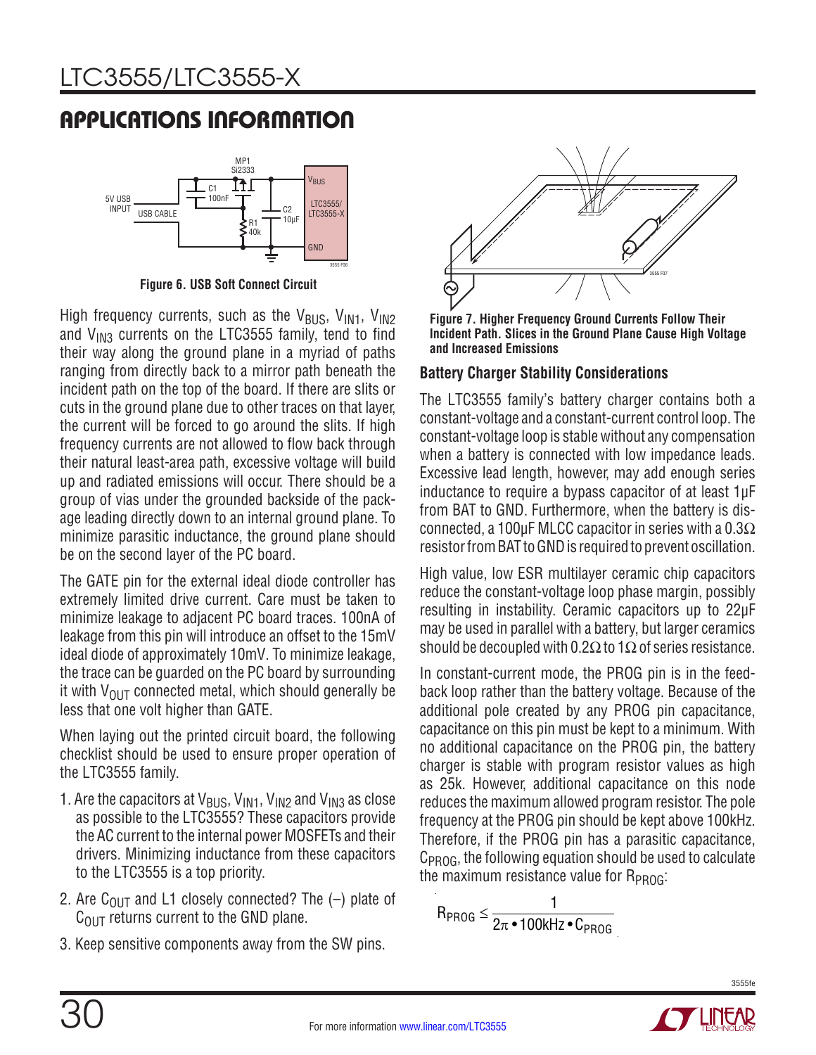## APPLICATIONS INFORMATION

Figure 6. USB Soft Connect Circuit

High frequency currents, such as the $V_{BUS}$, $V_{IN1}$, $V_{IN2}$ and $V_{IN3}$ currents on the LTC3555 family, tend to find their way along the ground plane in a myriad of paths ranging from directly back to a mirror path beneath the incident path on the top of the board. If there are slits or cuts in the ground plane due to other traces on that layer, the current will be forced to go around the slits. If high frequency currents are not allowed to flow back through their natural least-area path, excessive voltage will build up and radiated emissions will occur. There should be a group of vias under the grounded backside of the package leading directly down to an internal ground plane. To minimize parasitic inductance, the ground plane should be on the second layer of the PC board.

The GATE pin for the external ideal diode controller has extremely limited drive current. Care must be taken to minimize leakage to adjacent PC board traces. 100nA of leakage from this pin will introduce an offset to the 15mV ideal diode of approximately 10mV. To minimize leakage, the trace can be guarded on the PC board by surrounding it with $V_{OUT}$ connected metal, which should generally be less that one volt higher than GATE.

When laying out the printed circuit board, the following checklist should be used to ensure proper operation of the LTC3555 family.

1. Are the capacitors at $V_{BUS}$, $V_{IN1}$, $V_{IN2}$ and $V_{IN3}$ as close as possible to the LTC3555? These capacitors provide the AC current to the internal power MOSFETs and their drivers. Minimizing inductance from these capacitors to the LTC3555 is a top priority.
2. Are $C_{OUT}$ and L1 closely connected? The (–) plate of $C_{OUT}$ returns current to the GND plane.
3. Keep sensitive components away from the SW pins.

Figure 7. Higher Frequency Ground Currents Follow Their Incident Path. Slices in the Ground Plane Cause High Voltage and Increased Emissions

### Battery Charger Stability Considerations

The LTC3555 family's battery charger contains both a constant-voltage and a constant-current control loop. The constant-voltage loop is stable without any compensation when a battery is connected with low impedance leads. Excessive lead length, however, may add enough series inductance to require a bypass capacitor of at least 1µF from BAT to GND. Furthermore, when the battery is disconnected, a 100µF MLCC capacitor in series with a 0.3Ω resistor from BAT to GND is required to prevent oscillation.

High value, low ESR multilayer ceramic chip capacitors reduce the constant-voltage loop phase margin, possibly resulting in instability. Ceramic capacitors up to 22µF may be used in parallel with a battery, but larger ceramics should be decoupled with 0.2Ω to 1Ω of series resistance.

In constant-current mode, the PROG pin is in the feedback loop rather than the battery voltage. Because of the additional pole created by any PROG pin capacitance, capacitance on this pin must be kept to a minimum. With no additional capacitance on the PROG pin, the battery charger is stable with program resistor values as high as 25k. However, additional capacitance on this node reduces the maximum allowed program resistor. The pole frequency at the PROG pin should be kept above 100kHz. Therefore, if the PROG pin has a parasitic capacitance, $C_{PROG}$, the following equation should be used to calculate the maximum resistance value for $R_{PROG}$:

$$R_{PROG} \le \frac{1}{2\pi \bullet 100\text{kHz} \bullet C_{PROG}}$$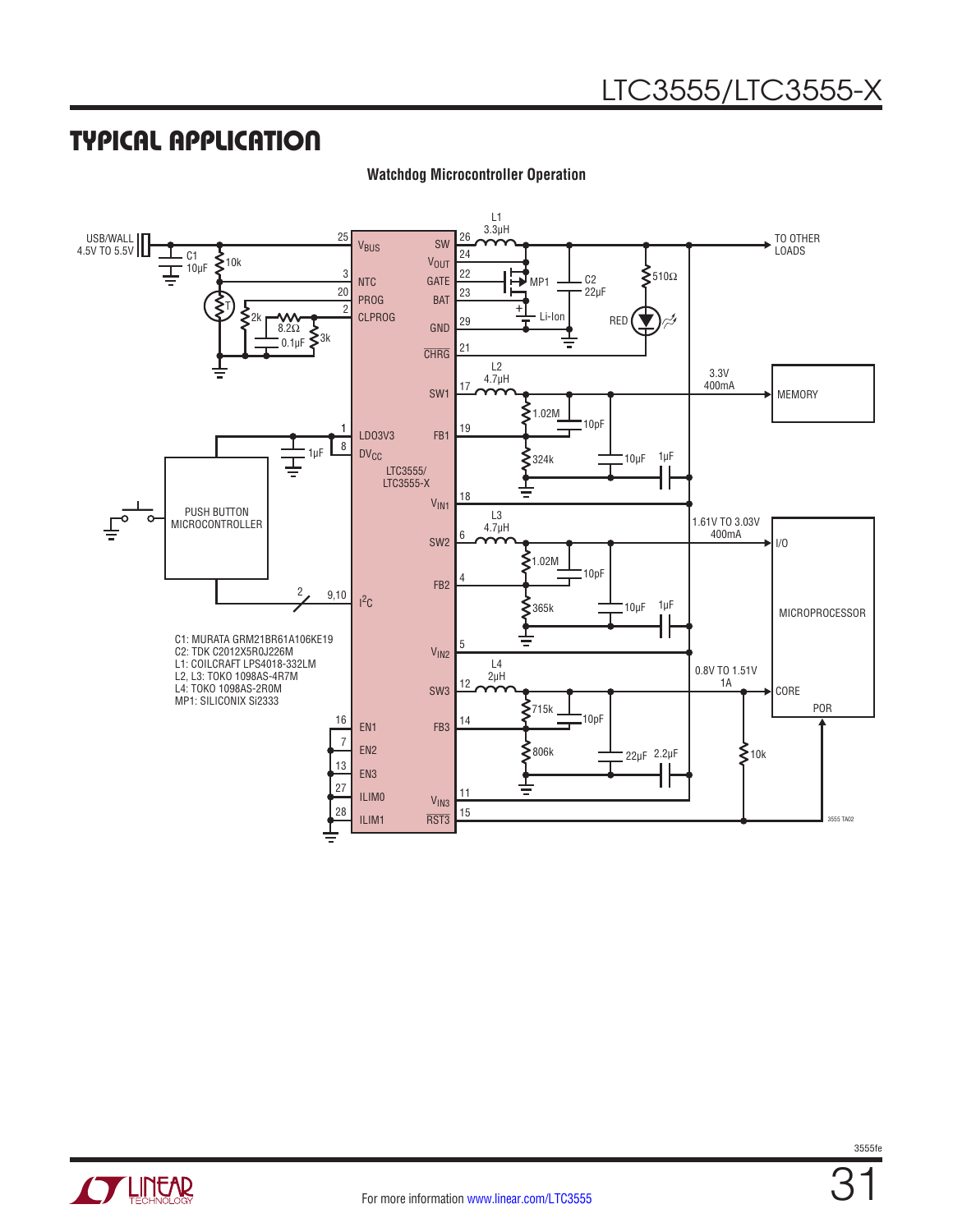## TYPICAL APPLICATION

**Watchdog Microcontroller Operation**

C1: MURATA GRM21BR61A106KE19
C2: TDK C2012X5R0J226M
L1: COILCRAFT LPS4018-332LM
L2, L3: TOKO 1098AS-4R7M
L4: TOKO 1098AS-2R0M
MP1: SILICONIX Si2333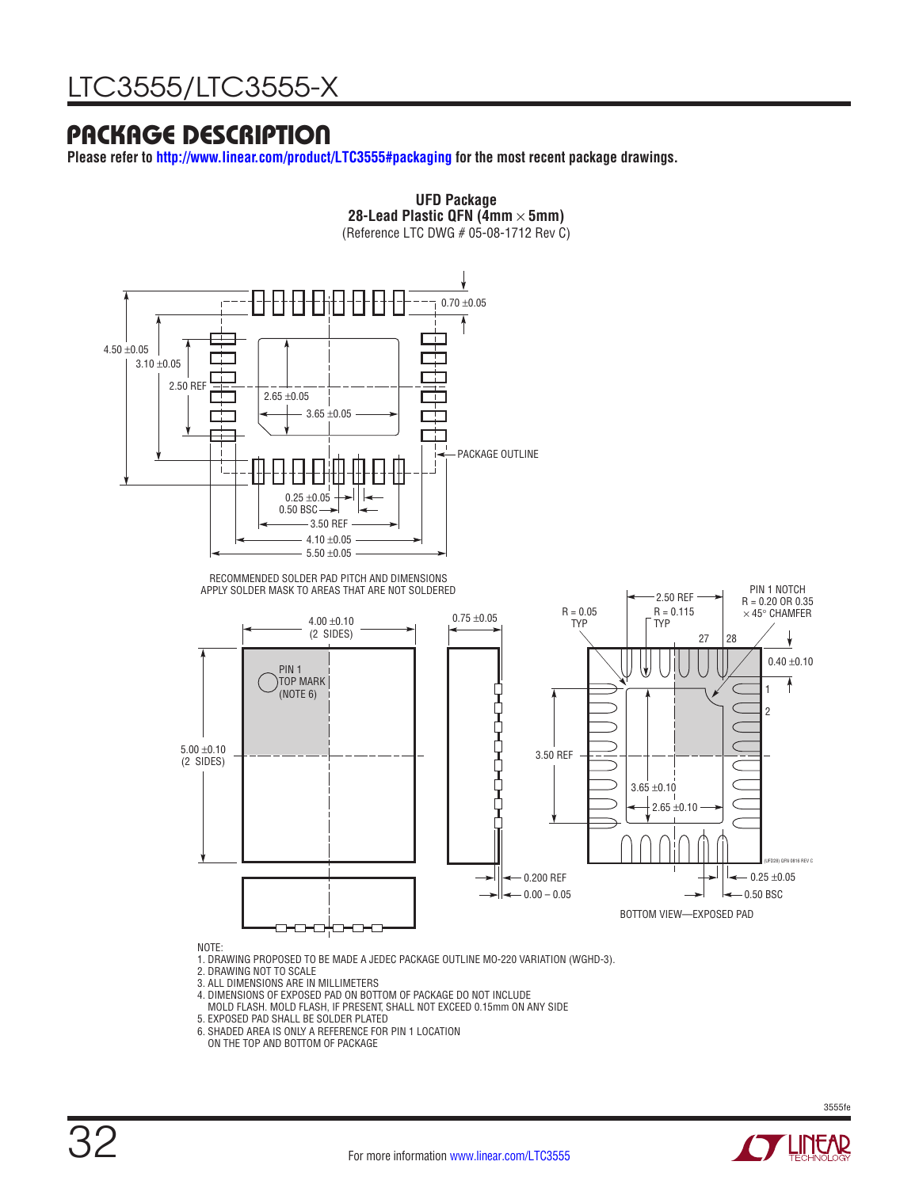## PACKAGE DESCRIPTION

**Please refer to http://www.linear.com/product/LTC3555#packaging for the most recent package drawings.**

**UFD Package**
**28-Lead Plastic QFN (4mm × 5mm)**
(Reference LTC DWG # 05-08-1712 Rev C)

0.70 ±0.05
4.50 ±0.05
3.10 ±0.05
2.50 REF
2.65 ±0.05
3.65 ±0.05
PACKAGE OUTLINE
0.25 ±0.05
0.50 BSC
3.50 REF
4.10 ±0.05
5.50 ±0.05

RECOMMENDED SOLDER PAD PITCH AND DIMENSIONS
APPLY SOLDER MASK TO AREAS THAT ARE NOT SOLDERED

4.00 ±0.10
(2 SIDES)
PIN 1
TOP MARK
(NOTE 6)
5.00 ±0.10
(2 SIDES)
0.75 ±0.05
0.200 REF
0.00 – 0.05

R = 0.05
TYP
2.50 REF
R = 0.115
TYP
PIN 1 NOTCH
R = 0.20 OR 0.35
× 45° CHAMFER
27
28
0.40 ±0.10
1
2
3.50 REF
3.65 ±0.10
2.65 ±0.10
0.25 ±0.05
0.50 BSC
(UFD28) QFN 0506 REV C

BOTTOM VIEW—EXPOSED PAD

NOTE:
1. DRAWING PROPOSED TO BE MADE A JEDEC PACKAGE OUTLINE MO-220 VARIATION (WGHD-3).
2. DRAWING NOT TO SCALE
3. ALL DIMENSIONS ARE IN MILLIMETERS
4. DIMENSIONS OF EXPOSED PAD ON BOTTOM OF PACKAGE DO NOT INCLUDE MOLD FLASH. MOLD FLASH, IF PRESENT, SHALL NOT EXCEED 0.15mm ON ANY SIDE
5. EXPOSED PAD SHALL BE SOLDER PLATED
6. SHADED AREA IS ONLY A REFERENCE FOR PIN 1 LOCATION ON THE TOP AND BOTTOM OF PACKAGE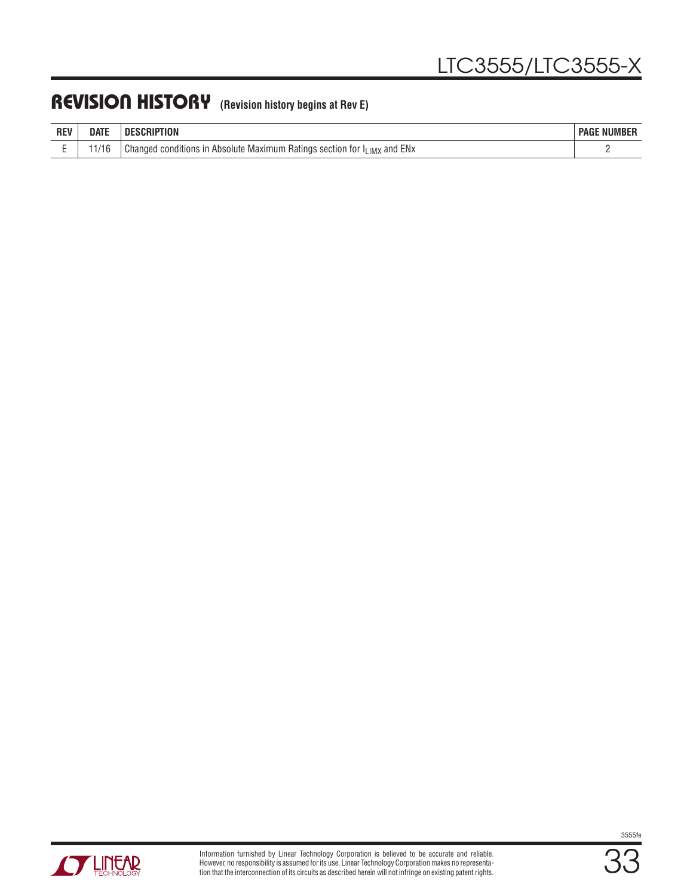## REVISION HISTORY (Revision history begins at Rev E)

| REV | DATE | DESCRIPTION | PAGE NUMBER |
|---|---|---|---|
| E | 11/16 | Changed conditions in Absolute Maximum Ratings section for $I_{LIMX}$ and ENx | 2 |

Information furnished by Linear Technology Corporation is believed to be accurate and reliable. However, no responsibility is assumed for its use. Linear Technology Corporation makes no representation that the interconnection of its circuits as described herein will not infringe on existing patent rights.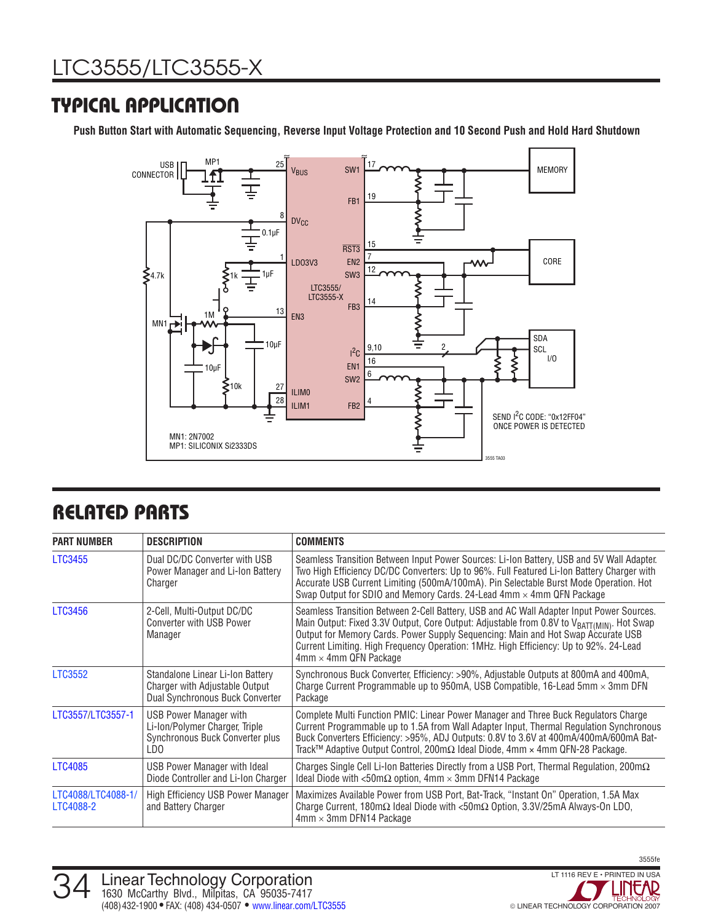## TYPICAL APPLICATION

**Push Button Start with Automatic Sequencing, Reverse Input Voltage Protection and 10 Second Push and Hold Hard Shutdown**

USB CONNECTOR
MP1
25 $V_{BUS}$
SW1 17
MEMORY
FB1 19
8 $DV_{CC}$
0.1µF
$\overline{RST3}$ 15
1 LDO3V3
EN2 7
CORE
4.7k
1k
1µF
SW3 12
LTC3555/LTC3555-X
FB3 14
MN1
1M
13 EN3
10µF
$I^2C$ 9,10
2
SDA
SCL
I/O
10µF
EN1 16
SW2 6
10k
27 ILIM0
28 ILIM1
FB2 4
SEND $I^2C$ CODE: "0x12FF04" ONCE POWER IS DETECTED
MN1: 2N7002
MP1: SILICONIX Si2333DS
3555 TA03

## RELATED PARTS

| PART NUMBER | DESCRIPTION | COMMENTS |
|---|---|---|
| LTC3455 | Dual DC/DC Converter with USB Power Manager and Li-Ion Battery Charger | Seamless Transition Between Input Power Sources: Li-Ion Battery, USB and 5V Wall Adapter. Two High Efficiency DC/DC Converters: Up to 96%. Full Featured Li-Ion Battery Charger with Accurate USB Current Limiting (500mA/100mA). Pin Selectable Burst Mode Operation. Hot Swap Output for SDIO and Memory Cards. 24-Lead 4mm × 4mm QFN Package |
| LTC3456 | 2-Cell, Multi-Output DC/DC Converter with USB Power Manager | Seamless Transition Between 2-Cell Battery, USB and AC Wall Adapter Input Power Sources. Main Output: Fixed 3.3V Output, Core Output: Adjustable from 0.8V to $V_{BATT(MIN)}$. Hot Swap Output for Memory Cards. Power Supply Sequencing: Main and Hot Swap Accurate USB Current Limiting. High Frequency Operation: 1MHz. High Efficiency: Up to 92%. 24-Lead 4mm × 4mm QFN Package |
| LTC3552 | Standalone Linear Li-Ion Battery Charger with Adjustable Output Dual Synchronous Buck Converter | Synchronous Buck Converter, Efficiency: >90%, Adjustable Outputs at 800mA and 400mA, Charge Current Programmable up to 950mA, USB Compatible, 16-Lead 5mm × 3mm DFN Package |
| LTC3557/LTC3557-1 | USB Power Manager with Li-Ion/Polymer Charger, Triple Synchronous Buck Converter plus LDO | Complete Multi Function PMIC: Linear Power Manager and Three Buck Regulators Charge Current Programmable up to 1.5A from Wall Adapter Input, Thermal Regulation Synchronous Buck Converters Efficiency: >95%, ADJ Outputs: 0.8V to 3.6V at 400mA/400mA/600mA Bat-Track™ Adaptive Output Control, 200mΩ Ideal Diode, 4mm × 4mm QFN-28 Package. |
| LTC4085 | USB Power Manager with Ideal Diode Controller and Li-Ion Charger | Charges Single Cell Li-Ion Batteries Directly from a USB Port, Thermal Regulation, 200mΩ Ideal Diode with <50mΩ option, 4mm × 3mm DFN14 Package |
| LTC4088/LTC4088-1/ LTC4088-2 | High Efficiency USB Power Manager and Battery Charger | Maximizes Available Power from USB Port, Bat-Track, "Instant On" Operation, 1.5A Max Charge Current, 180mΩ Ideal Diode with <50mΩ Option, 3.3V/25mA Always-On LDO, 4mm × 3mm DFN14 Package |

Linear Technology Corporation
1630 McCarthy Blvd., Milpitas, CA 95035-7417
(408) 432-1900 • FAX: (408) 434-0507 • www.linear.com/LTC3555

LT 1116 REV E • PRINTED IN USA
© LINEAR TECHNOLOGY CORPORATION 2007